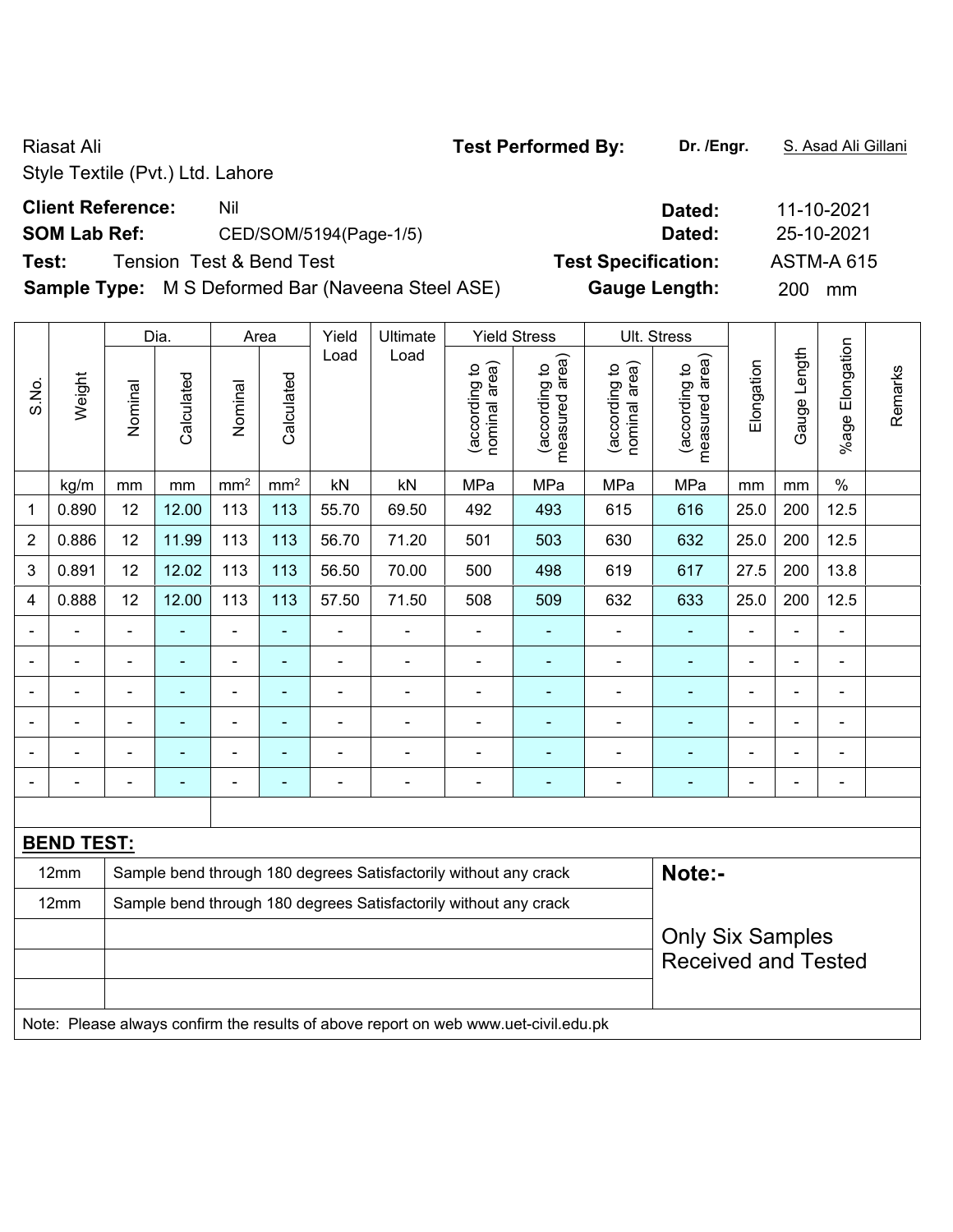Riasat Ali
Style Textile (Pvt.) Ltd. Lahore

**Test Performed By:** Dr. /Engr. S. Asad Ali Gillani

**Client Reference:** Nil **Dated:** 11-10-2021

**SOM Lab Ref:** CED/SOM/5194(Page-1/5) **Dated:** 25-10-2021

**Test:** Tension Test & Bend Test **Test Specification:** ASTM-A 615

**Sample Type:** M S Deformed Bar (Naveena Steel ASE) **Gauge Length:** 200 mm

| S.No. | Weight | Dia. | | Area | | Yield Load | Ultimate Load | Yield Stress | | Ult. Stress | | Elongation | Gauge Length | %age Elongation | Remarks |
|---|---|---|---|---|---|---|---|---|---|---|---|---|---|---|---|
| | | Nominal | Calculated | Nominal | Calculated | | | (according to nominal area) | (according to measured area) | (according to nominal area) | (according to measured area) | | | | |
| | kg/m | mm | mm | $mm^2$ | $mm^2$ | kN | kN | MPa | MPa | MPa | MPa | mm | mm | % | |
| 1 | 0.890 | 12 | 12.00 | 113 | 113 | 55.70 | 69.50 | 492 | 493 | 615 | 616 | 25.0 | 200 | 12.5 | |
| 2 | 0.886 | 12 | 11.99 | 113 | 113 | 56.70 | 71.20 | 501 | 503 | 630 | 632 | 25.0 | 200 | 12.5 | |
| 3 | 0.891 | 12 | 12.02 | 113 | 113 | 56.50 | 70.00 | 500 | 498 | 619 | 617 | 27.5 | 200 | 13.8 | |
| 4 | 0.888 | 12 | 12.00 | 113 | 113 | 57.50 | 71.50 | 508 | 509 | 632 | 633 | 25.0 | 200 | 12.5 | |
| - | - | - | - | - | - | - | - | - | - | - | - | - | - | - | |
| - | - | - | - | - | - | - | - | - | - | - | - | - | - | - | |
| - | - | - | - | - | - | - | - | - | - | - | - | - | - | - | |
| - | - | - | - | - | - | - | - | - | - | - | - | - | - | - | |
| - | - | - | - | - | - | - | - | - | - | - | - | - | - | - | |
| - | - | - | - | - | - | - | - | - | - | - | - | - | - | - | |

**BEND TEST:**

| | |
|---|---|
| 12mm | Sample bend through 180 degrees Satisfactorily without any crack |
| 12mm | Sample bend through 180 degrees Satisfactorily without any crack |

**Note:-**

Only Six Samples Received and Tested

Note: Please always confirm the results of above report on web www.uet-civil.edu.pk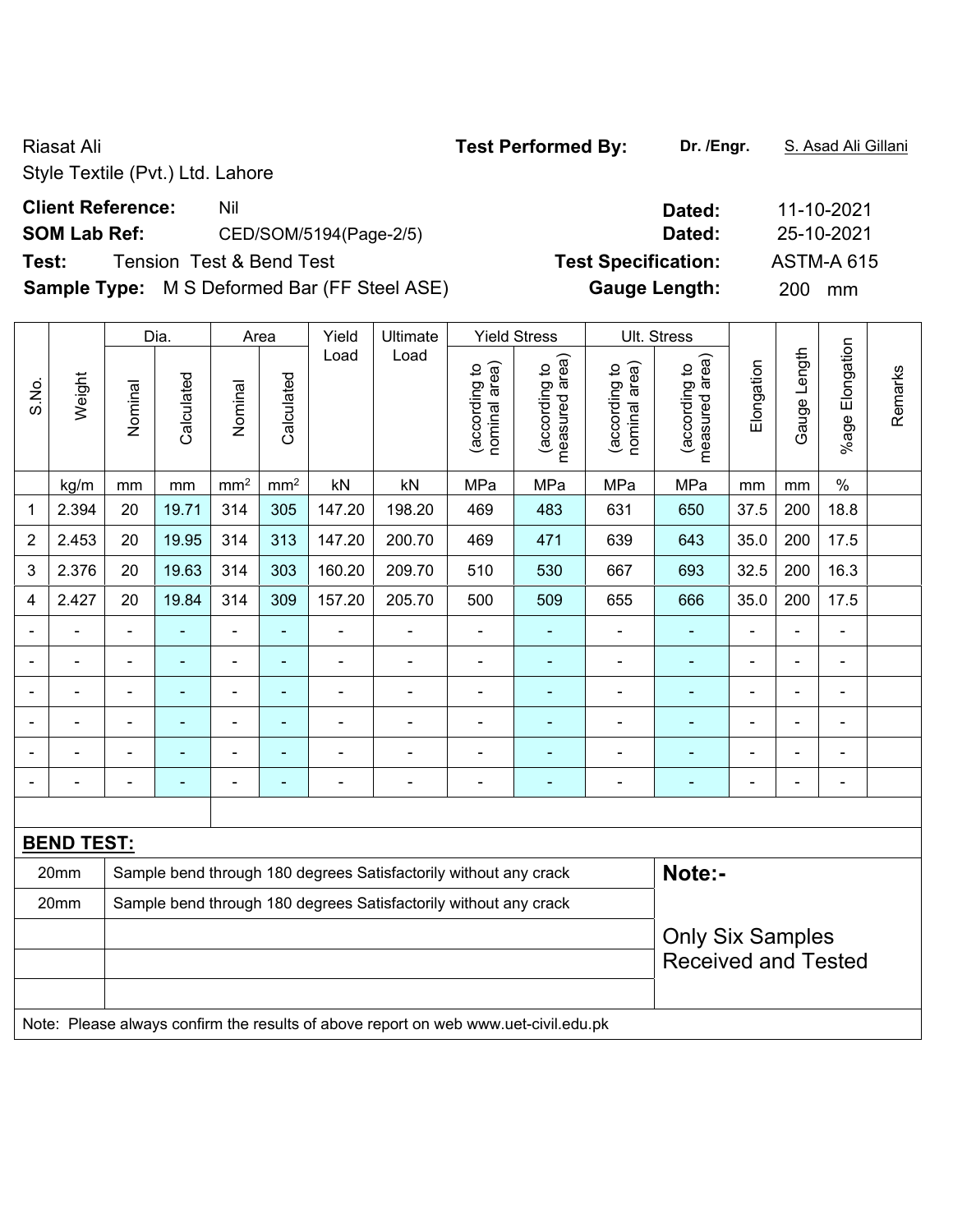Riasat Ali

Style Textile (Pvt.) Ltd. Lahore

**Test Performed By:** **Dr. /Engr.** S. Asad Ali Gillani

**Client Reference:** Nil **Dated:** 11-10-2021

**SOM Lab Ref:** CED/SOM/5194(Page-2/5) **Dated:** 25-10-2021

**Test:** Tension Test & Bend Test **Test Specification:** ASTM-A 615

**Sample Type:** M S Deformed Bar (FF Steel ASE) **Gauge Length:** 200 mm

| S.No. | Weight | Dia. | | Area | | Yield Load | Ultimate Load | Yield Stress | | Ult. Stress | | Elongation | Gauge Length | %age Elongation | Remarks |
|---|---|---|---|---|---|---|---|---|---|---|---|---|---|---|---|
| | | Nominal | Calculated | Nominal | Calculated | | | (according to nominal area) | (according to measured area) | (according to nominal area) | (according to measured area) | | | | |
| | kg/m | mm | mm | mm² | mm² | kN | kN | MPa | MPa | MPa | MPa | mm | mm | % | |
| 1 | 2.394 | 20 | 19.71 | 314 | 305 | 147.20 | 198.20 | 469 | 483 | 631 | 650 | 37.5 | 200 | 18.8 | |
| 2 | 2.453 | 20 | 19.95 | 314 | 313 | 147.20 | 200.70 | 469 | 471 | 639 | 643 | 35.0 | 200 | 17.5 | |
| 3 | 2.376 | 20 | 19.63 | 314 | 303 | 160.20 | 209.70 | 510 | 530 | 667 | 693 | 32.5 | 200 | 16.3 | |
| 4 | 2.427 | 20 | 19.84 | 314 | 309 | 157.20 | 205.70 | 500 | 509 | 655 | 666 | 35.0 | 200 | 17.5 | |
| - | - | - | - | - | - | - | - | - | - | - | - | - | - | - | |
| - | - | - | - | - | - | - | - | - | - | - | - | - | - | - | |
| - | - | - | - | - | - | - | - | - | - | - | - | - | - | - | |
| - | - | - | - | - | - | - | - | - | - | - | - | - | - | - | |
| - | - | - | - | - | - | - | - | - | - | - | - | - | - | - | |
| - | - | - | - | - | - | - | - | - | - | - | - | - | - | - | |

**BEND TEST:**

| | | |
|---|---|---|
| 20mm | Sample bend through 180 degrees Satisfactorily without any crack | **Note:-** |
| 20mm | Sample bend through 180 degrees Satisfactorily without any crack | Only Six Samples Received and Tested |

Note: Please always confirm the results of above report on web www.uet-civil.edu.pk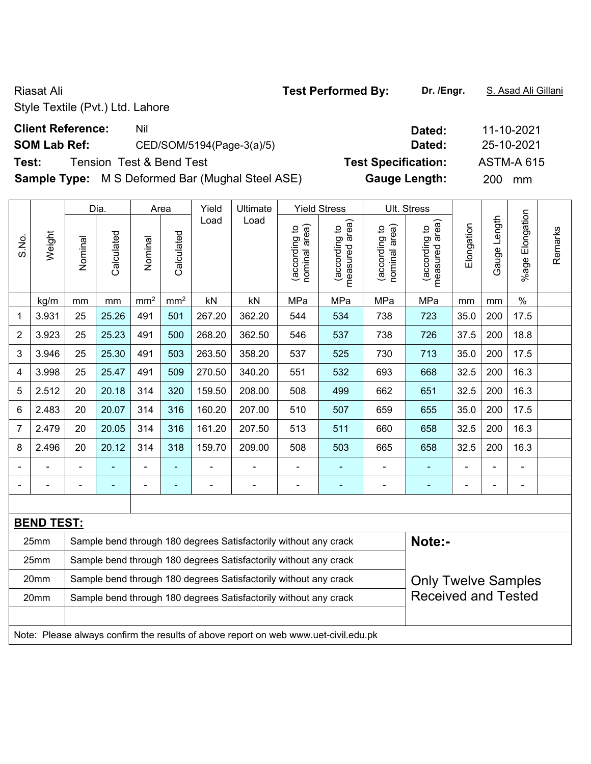Riasat Ali

Style Textile (Pvt.) Ltd. Lahore

**Test Performed By:** **Dr. /Engr.** S. Asad Ali Gillani

**Client Reference:** Nil **Dated:** 11-10-2021

**SOM Lab Ref:** CED/SOM/5194(Page-3(a)/5) **Dated:** 25-10-2021

**Test:** Tension Test & Bend Test **Test Specification:** ASTM-A 615

**Sample Type:** M S Deformed Bar (Mughal Steel ASE) **Gauge Length:** 200 mm

| S.No. | Weight | Dia. | | Area | | Yield Load | Ultimate Load | Yield Stress | | Ult. Stress | | Elongation | Gauge Length | %age Elongation | Remarks |
|---|---|---|---|---|---|---|---|---|---|---|---|---|---|---|---|
| | | Nominal | Calculated | Nominal | Calculated | | | (according to nominal area) | (according to measured area) | (according to nominal area) | (according to measured area) | | | | |
| | kg/m | mm | mm | mm² | mm² | kN | kN | MPa | MPa | MPa | MPa | mm | mm | % | |
| 1 | 3.931 | 25 | 25.26 | 491 | 501 | 267.20 | 362.20 | 544 | 534 | 738 | 723 | 35.0 | 200 | 17.5 | |
| 2 | 3.923 | 25 | 25.23 | 491 | 500 | 268.20 | 362.50 | 546 | 537 | 738 | 726 | 37.5 | 200 | 18.8 | |
| 3 | 3.946 | 25 | 25.30 | 491 | 503 | 263.50 | 358.20 | 537 | 525 | 730 | 713 | 35.0 | 200 | 17.5 | |
| 4 | 3.998 | 25 | 25.47 | 491 | 509 | 270.50 | 340.20 | 551 | 532 | 693 | 668 | 32.5 | 200 | 16.3 | |
| 5 | 2.512 | 20 | 20.18 | 314 | 320 | 159.50 | 208.00 | 508 | 499 | 662 | 651 | 32.5 | 200 | 16.3 | |
| 6 | 2.483 | 20 | 20.07 | 314 | 316 | 160.20 | 207.00 | 510 | 507 | 659 | 655 | 35.0 | 200 | 17.5 | |
| 7 | 2.479 | 20 | 20.05 | 314 | 316 | 161.20 | 207.50 | 513 | 511 | 660 | 658 | 32.5 | 200 | 16.3 | |
| 8 | 2.496 | 20 | 20.12 | 314 | 318 | 159.70 | 209.00 | 508 | 503 | 665 | 658 | 32.5 | 200 | 16.3 | |
| - | - | - | - | - | - | - | - | - | - | - | - | - | - | - | |
| - | - | - | - | - | - | - | - | - | - | - | - | - | - | - | |

**BEND TEST:**

| Size | Result |
|---|---|
| 25mm | Sample bend through 180 degrees Satisfactorily without any crack |
| 25mm | Sample bend through 180 degrees Satisfactorily without any crack |
| 20mm | Sample bend through 180 degrees Satisfactorily without any crack |
| 20mm | Sample bend through 180 degrees Satisfactorily without any crack |

**Note:-**

Only Twelve Samples Received and Tested

Note: Please always confirm the results of above report on web www.uet-civil.edu.pk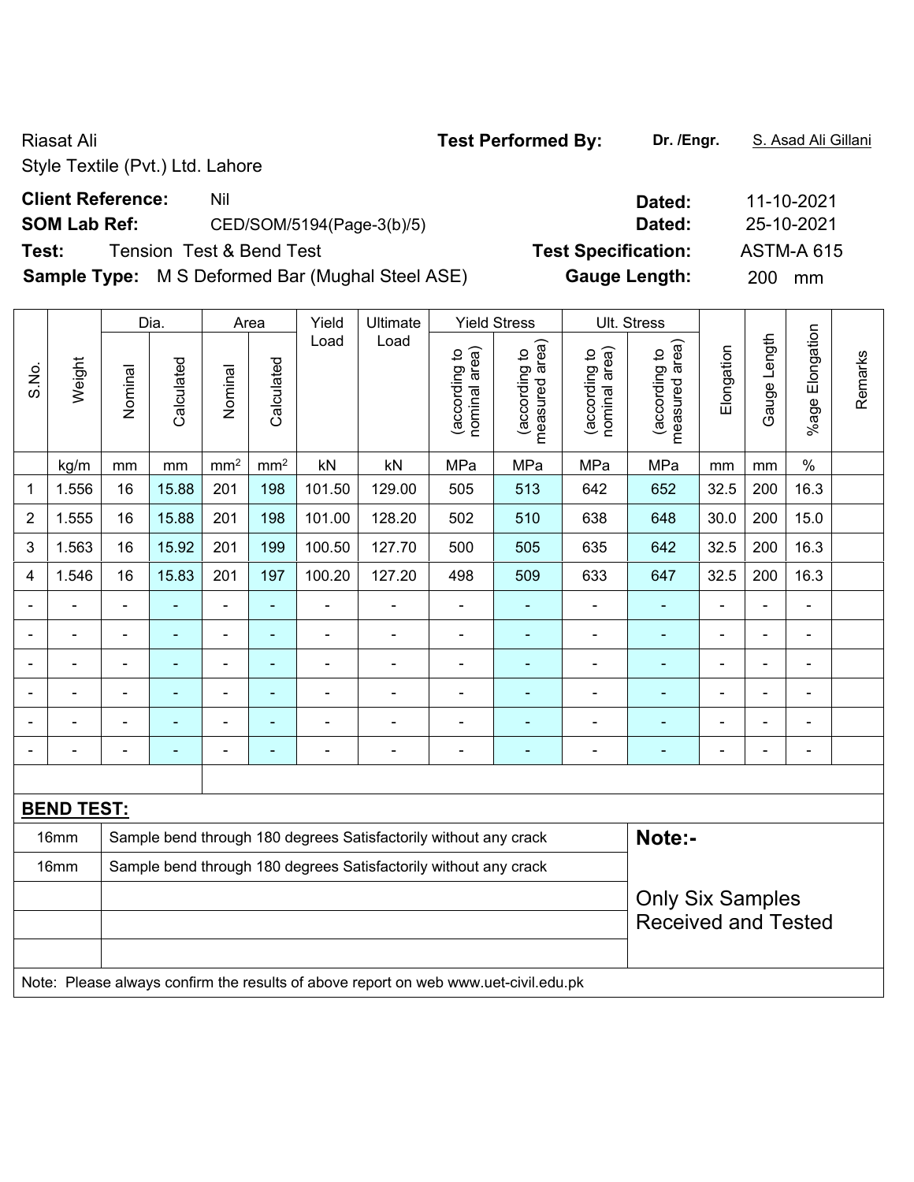Riasat Ali

Style Textile (Pvt.) Ltd. Lahore

**Test Performed By:** **Dr. /Engr.** S. Asad Ali Gillani

**Client Reference:** Nil **Dated:** 11-10-2021

**SOM Lab Ref:** CED/SOM/5194(Page-3(b)/5) **Dated:** 25-10-2021

**Test:** Tension Test & Bend Test **Test Specification:** ASTM-A 615

**Sample Type:** M S Deformed Bar (Mughal Steel ASE) **Gauge Length:** 200 mm

| S.No. | Weight | Dia. | | Area | | Yield Load | Ultimate Load | Yield Stress | | Ult. Stress | | Elongation | Gauge Length | %age Elongation | Remarks |
|---|---|---|---|---|---|---|---|---|---|---|---|---|---|---|---|
| | | Nominal | Calculated | Nominal | Calculated | | | (according to nominal area) | (according to measured area) | (according to nominal area) | (according to measured area) | | | | |
| | kg/m | mm | mm | mm² | mm² | kN | kN | MPa | MPa | MPa | MPa | mm | mm | % | |
| 1 | 1.556 | 16 | 15.88 | 201 | 198 | 101.50 | 129.00 | 505 | 513 | 642 | 652 | 32.5 | 200 | 16.3 | |
| 2 | 1.555 | 16 | 15.88 | 201 | 198 | 101.00 | 128.20 | 502 | 510 | 638 | 648 | 30.0 | 200 | 15.0 | |
| 3 | 1.563 | 16 | 15.92 | 201 | 199 | 100.50 | 127.70 | 500 | 505 | 635 | 642 | 32.5 | 200 | 16.3 | |
| 4 | 1.546 | 16 | 15.83 | 201 | 197 | 100.20 | 127.20 | 498 | 509 | 633 | 647 | 32.5 | 200 | 16.3 | |
| - | - | - | - | - | - | - | - | - | - | - | - | - | - | - | |
| - | - | - | - | - | - | - | - | - | - | - | - | - | - | - | |
| - | - | - | - | - | - | - | - | - | - | - | - | - | - | - | |
| - | - | - | - | - | - | - | - | - | - | - | - | - | - | - | |
| - | - | - | - | - | - | - | - | - | - | - | - | - | - | - | |
| - | - | - | - | - | - | - | - | - | - | - | - | - | - | - | |

**BEND TEST:**

| | | |
|---|---|---|
| 16mm | Sample bend through 180 degrees Satisfactorily without any crack | **Note:-** |
| 16mm | Sample bend through 180 degrees Satisfactorily without any crack | |
| | | Only Six Samples Received and Tested |
| | | |
| | | |

Note: Please always confirm the results of above report on web www.uet-civil.edu.pk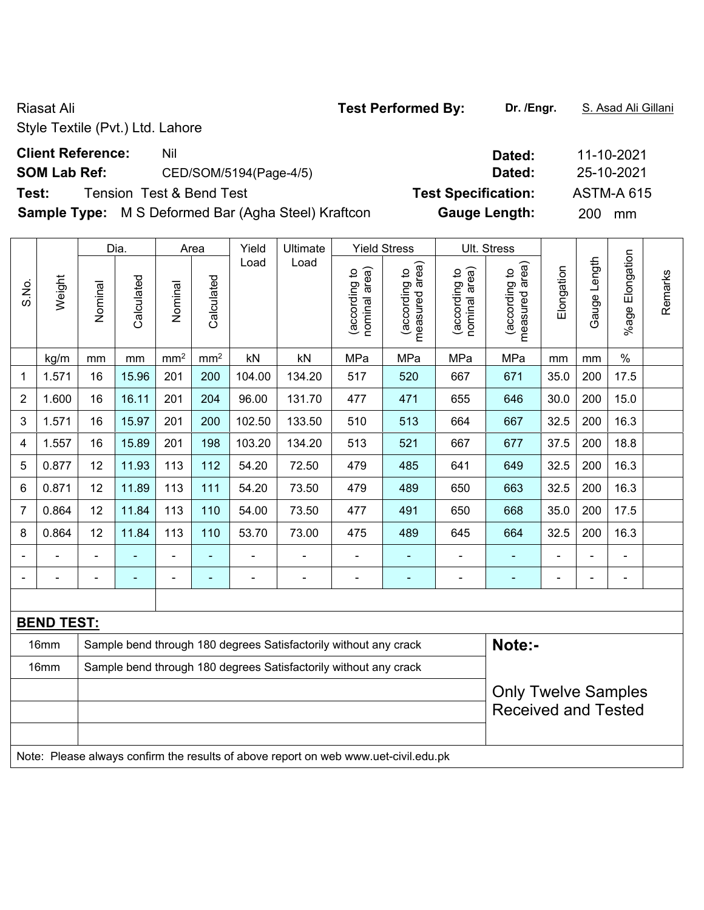Riasat Ali

Style Textile (Pvt.) Ltd. Lahore

**Test Performed By:** **Dr. /Engr.** S. Asad Ali Gillani

**Client Reference:** Nil **Dated:** 11-10-2021

**SOM Lab Ref:** CED/SOM/5194(Page-4/5) **Dated:** 25-10-2021

**Test:** Tension Test & Bend Test **Test Specification:** ASTM-A 615

**Sample Type:** M S Deformed Bar (Agha Steel) Kraftcon **Gauge Length:** 200 mm

| S.No. | Weight | Dia. | | Area | | Yield Load | Ultimate Load | Yield Stress | | Ult. Stress | | Elongation | Gauge Length | %age Elongation | Remarks |
|---|---|---|---|---|---|---|---|---|---|---|---|---|---|---|---|
| | | Nominal | Calculated | Nominal | Calculated | | | (according to nominal area) | (according to measured area) | (according to nominal area) | (according to measured area) | | | | |
| | kg/m | mm | mm | mm² | mm² | kN | kN | MPa | MPa | MPa | MPa | mm | mm | % | |
| 1 | 1.571 | 16 | 15.96 | 201 | 200 | 104.00 | 134.20 | 517 | 520 | 667 | 671 | 35.0 | 200 | 17.5 | |
| 2 | 1.600 | 16 | 16.11 | 201 | 204 | 96.00 | 131.70 | 477 | 471 | 655 | 646 | 30.0 | 200 | 15.0 | |
| 3 | 1.571 | 16 | 15.97 | 201 | 200 | 102.50 | 133.50 | 510 | 513 | 664 | 667 | 32.5 | 200 | 16.3 | |
| 4 | 1.557 | 16 | 15.89 | 201 | 198 | 103.20 | 134.20 | 513 | 521 | 667 | 677 | 37.5 | 200 | 18.8 | |
| 5 | 0.877 | 12 | 11.93 | 113 | 112 | 54.20 | 72.50 | 479 | 485 | 641 | 649 | 32.5 | 200 | 16.3 | |
| 6 | 0.871 | 12 | 11.89 | 113 | 111 | 54.20 | 73.50 | 479 | 489 | 650 | 663 | 32.5 | 200 | 16.3 | |
| 7 | 0.864 | 12 | 11.84 | 113 | 110 | 54.00 | 73.50 | 477 | 491 | 650 | 668 | 35.0 | 200 | 17.5 | |
| 8 | 0.864 | 12 | 11.84 | 113 | 110 | 53.70 | 73.00 | 475 | 489 | 645 | 664 | 32.5 | 200 | 16.3 | |
| - | - | - | - | - | - | - | - | - | - | - | - | - | - | - | |
| - | - | - | - | - | - | - | - | - | - | - | - | - | - | - | |

**BEND TEST:**

| | | |
|---|---|---|
| 16mm | Sample bend through 180 degrees Satisfactorily without any crack | **Note:-** |
| 16mm | Sample bend through 180 degrees Satisfactorily without any crack | Only Twelve Samples Received and Tested |

Note: Please always confirm the results of above report on web www.uet-civil.edu.pk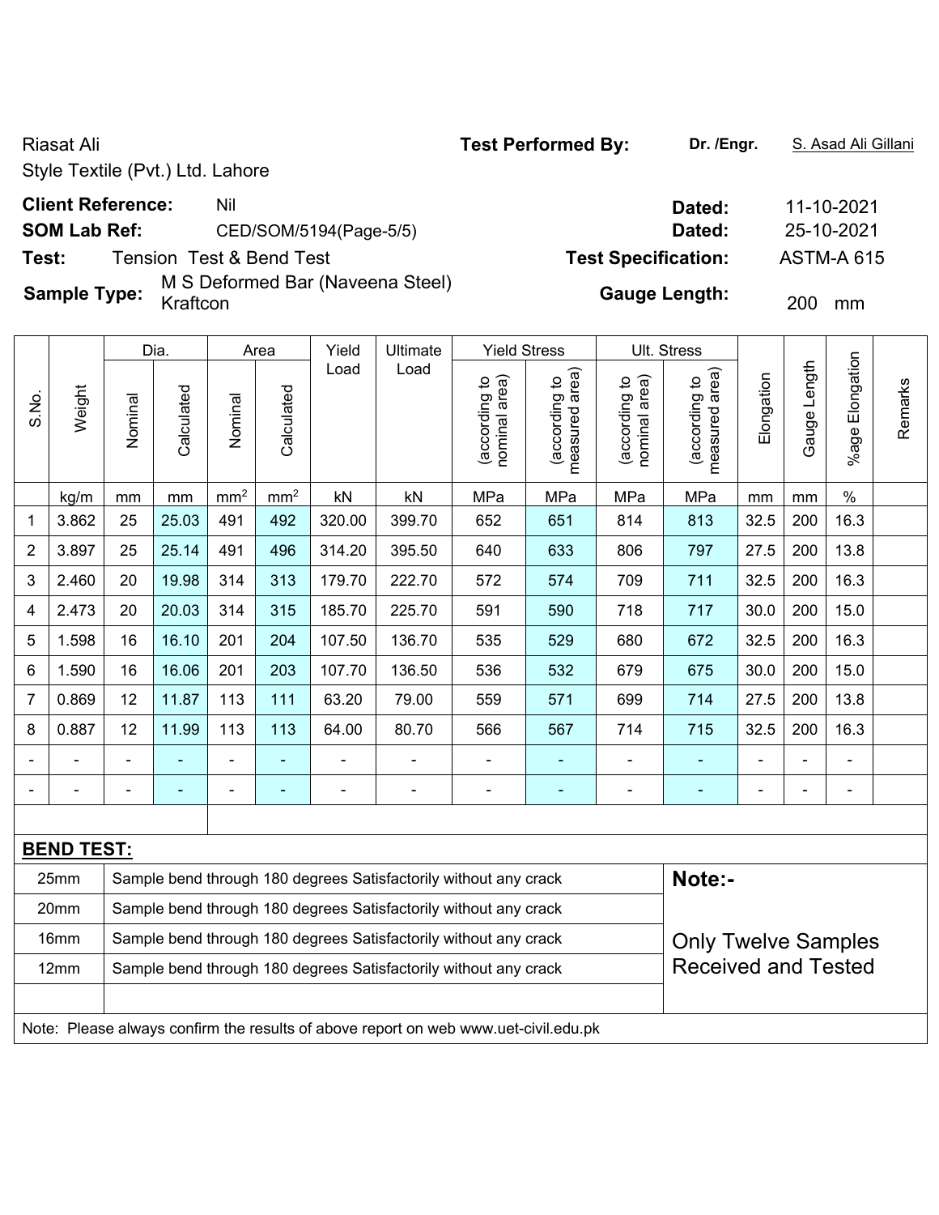Riasat Ali

Style Textile (Pvt.) Ltd. Lahore

**Test Performed By:** **Dr. /Engr.** S. Asad Ali Gillani

**Client Reference:** Nil **Dated:** 11-10-2021

**SOM Lab Ref:** CED/SOM/5194(Page-5/5) **Dated:** 25-10-2021

**Test:** Tension Test & Bend Test **Test Specification:** ASTM-A 615

**Sample Type:** M S Deformed Bar (Naveena Steel) Kraftcon **Gauge Length:** 200 mm

| S.No. | Weight | Dia. | | Area | | Yield Load | Ultimate Load | Yield Stress | | Ult. Stress | | Elongation | Gauge Length | %age Elongation | Remarks |
|---|---|---|---|---|---|---|---|---|---|---|---|---|---|---|---|
| | | Nominal | Calculated | Nominal | Calculated | | | (according to nominal area) | (according to measured area) | (according to nominal area) | (according to measured area) | | | | |
| | kg/m | mm | mm | $mm^2$ | $mm^2$ | kN | kN | MPa | MPa | MPa | MPa | mm | mm | % | |
| 1 | 3.862 | 25 | 25.03 | 491 | 492 | 320.00 | 399.70 | 652 | 651 | 814 | 813 | 32.5 | 200 | 16.3 | |
| 2 | 3.897 | 25 | 25.14 | 491 | 496 | 314.20 | 395.50 | 640 | 633 | 806 | 797 | 27.5 | 200 | 13.8 | |
| 3 | 2.460 | 20 | 19.98 | 314 | 313 | 179.70 | 222.70 | 572 | 574 | 709 | 711 | 32.5 | 200 | 16.3 | |
| 4 | 2.473 | 20 | 20.03 | 314 | 315 | 185.70 | 225.70 | 591 | 590 | 718 | 717 | 30.0 | 200 | 15.0 | |
| 5 | 1.598 | 16 | 16.10 | 201 | 204 | 107.50 | 136.70 | 535 | 529 | 680 | 672 | 32.5 | 200 | 16.3 | |
| 6 | 1.590 | 16 | 16.06 | 201 | 203 | 107.70 | 136.50 | 536 | 532 | 679 | 675 | 30.0 | 200 | 15.0 | |
| 7 | 0.869 | 12 | 11.87 | 113 | 111 | 63.20 | 79.00 | 559 | 571 | 699 | 714 | 27.5 | 200 | 13.8 | |
| 8 | 0.887 | 12 | 11.99 | 113 | 113 | 64.00 | 80.70 | 566 | 567 | 714 | 715 | 32.5 | 200 | 16.3 | |
| - | - | - | - | - | - | - | - | - | - | - | - | - | - | - | |
| - | - | - | - | - | - | - | - | - | - | - | - | - | - | - | |

**BEND TEST:**

| Size | Result |
|---|---|
| 25mm | Sample bend through 180 degrees Satisfactorily without any crack |
| 20mm | Sample bend through 180 degrees Satisfactorily without any crack |
| 16mm | Sample bend through 180 degrees Satisfactorily without any crack |
| 12mm | Sample bend through 180 degrees Satisfactorily without any crack |

**Note:-**

Only Twelve Samples Received and Tested

Note: Please always confirm the results of above report on web www.uet-civil.edu.pk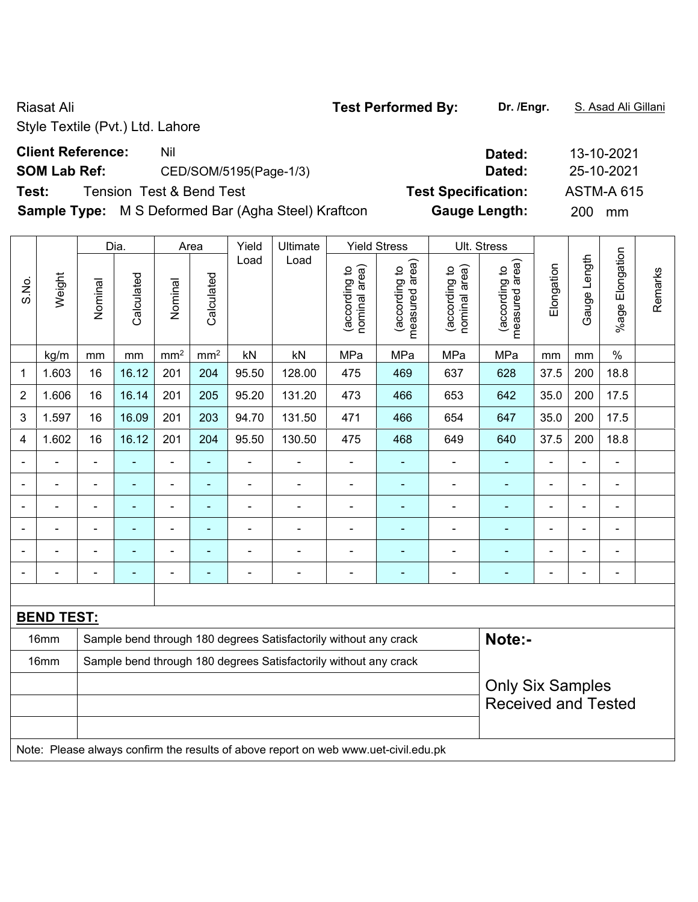Riasat Ali
Style Textile (Pvt.) Ltd. Lahore

**Test Performed By:** **Dr. /Engr.** S. Asad Ali Gillani

**Client Reference:** Nil **Dated:** 13-10-2021

**SOM Lab Ref:** CED/SOM/5195(Page-1/3) **Dated:** 25-10-2021

**Test:** Tension Test & Bend Test **Test Specification:** ASTM-A 615

**Sample Type:** M S Deformed Bar (Agha Steel) Kraftcon **Gauge Length:** 200 mm

| S.No. | Weight | Dia. | | Area | | Yield Load | Ultimate Load | Yield Stress | | Ult. Stress | | Elongation | Gauge Length | %age Elongation | Remarks |
|---|---|---|---|---|---|---|---|---|---|---|---|---|---|---|---|
| | | Nominal | Calculated | Nominal | Calculated | | | (according to nominal area) | (according to measured area) | (according to nominal area) | (according to measured area) | | | | |
| | kg/m | mm | mm | $mm^2$ | $mm^2$ | kN | kN | MPa | MPa | MPa | MPa | mm | mm | % | |
| 1 | 1.603 | 16 | 16.12 | 201 | 204 | 95.50 | 128.00 | 475 | 469 | 637 | 628 | 37.5 | 200 | 18.8 | |
| 2 | 1.606 | 16 | 16.14 | 201 | 205 | 95.20 | 131.20 | 473 | 466 | 653 | 642 | 35.0 | 200 | 17.5 | |
| 3 | 1.597 | 16 | 16.09 | 201 | 203 | 94.70 | 131.50 | 471 | 466 | 654 | 647 | 35.0 | 200 | 17.5 | |
| 4 | 1.602 | 16 | 16.12 | 201 | 204 | 95.50 | 130.50 | 475 | 468 | 649 | 640 | 37.5 | 200 | 18.8 | |
| - | - | - | - | - | - | - | - | - | - | - | - | - | - | - | |
| - | - | - | - | - | - | - | - | - | - | - | - | - | - | - | |
| - | - | - | - | - | - | - | - | - | - | - | - | - | - | - | |
| - | - | - | - | - | - | - | - | - | - | - | - | - | - | - | |
| - | - | - | - | - | - | - | - | - | - | - | - | - | - | - | |
| - | - | - | - | - | - | - | - | - | - | - | - | - | - | - | |

**BEND TEST:**

| | | |
|---|---|---|
| 16mm | Sample bend through 180 degrees Satisfactorily without any crack | **Note:-** |
| 16mm | Sample bend through 180 degrees Satisfactorily without any crack | Only Six Samples Received and Tested |

Note: Please always confirm the results of above report on web www.uet-civil.edu.pk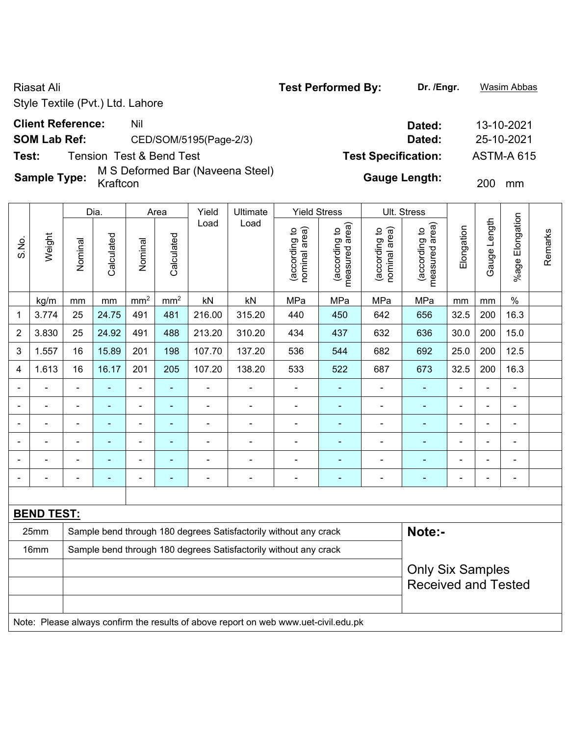Riasat Ali

Style Textile (Pvt.) Ltd. Lahore

**Test Performed By:** **Dr. /Engr.** Wasim Abbas

**Client Reference:** Nil **Dated:** 13-10-2021

**SOM Lab Ref:** CED/SOM/5195(Page-2/3) **Dated:** 25-10-2021

**Test:** Tension Test & Bend Test **Test Specification:** ASTM-A 615

**Sample Type:** M S Deformed Bar (Naveena Steel) Kraftcon **Gauge Length:** 200 mm

| S.No. | Weight | Dia. | | Area | | Yield Load | Ultimate Load | Yield Stress | | Ult. Stress | | Elongation | Gauge Length | %age Elongation | Remarks |
|---|---|---|---|---|---|---|---|---|---|---|---|---|---|---|---|
| | | Nominal | Calculated | Nominal | Calculated | | | (according to nominal area) | (according to measured area) | (according to nominal area) | (according to measured area) | | | | |
| | kg/m | mm | mm | mm² | mm² | kN | kN | MPa | MPa | MPa | MPa | mm | mm | % | |
| 1 | 3.774 | 25 | 24.75 | 491 | 481 | 216.00 | 315.20 | 440 | 450 | 642 | 656 | 32.5 | 200 | 16.3 | |
| 2 | 3.830 | 25 | 24.92 | 491 | 488 | 213.20 | 310.20 | 434 | 437 | 632 | 636 | 30.0 | 200 | 15.0 | |
| 3 | 1.557 | 16 | 15.89 | 201 | 198 | 107.70 | 137.20 | 536 | 544 | 682 | 692 | 25.0 | 200 | 12.5 | |
| 4 | 1.613 | 16 | 16.17 | 201 | 205 | 107.20 | 138.20 | 533 | 522 | 687 | 673 | 32.5 | 200 | 16.3 | |
| - | - | - | - | - | - | - | - | - | - | - | - | - | - | - | |
| - | - | - | - | - | - | - | - | - | - | - | - | - | - | - | |
| - | - | - | - | - | - | - | - | - | - | - | - | - | - | - | |
| - | - | - | - | - | - | - | - | - | - | - | - | - | - | - | |
| - | - | - | - | - | - | - | - | - | - | - | - | - | - | - | |
| - | - | - | - | - | - | - | - | - | - | - | - | - | - | - | |

**BEND TEST:**

| Size | Result |
|---|---|
| 25mm | Sample bend through 180 degrees Satisfactorily without any crack |
| 16mm | Sample bend through 180 degrees Satisfactorily without any crack |

**Note:-**

Only Six Samples Received and Tested

Note: Please always confirm the results of above report on web www.uet-civil.edu.pk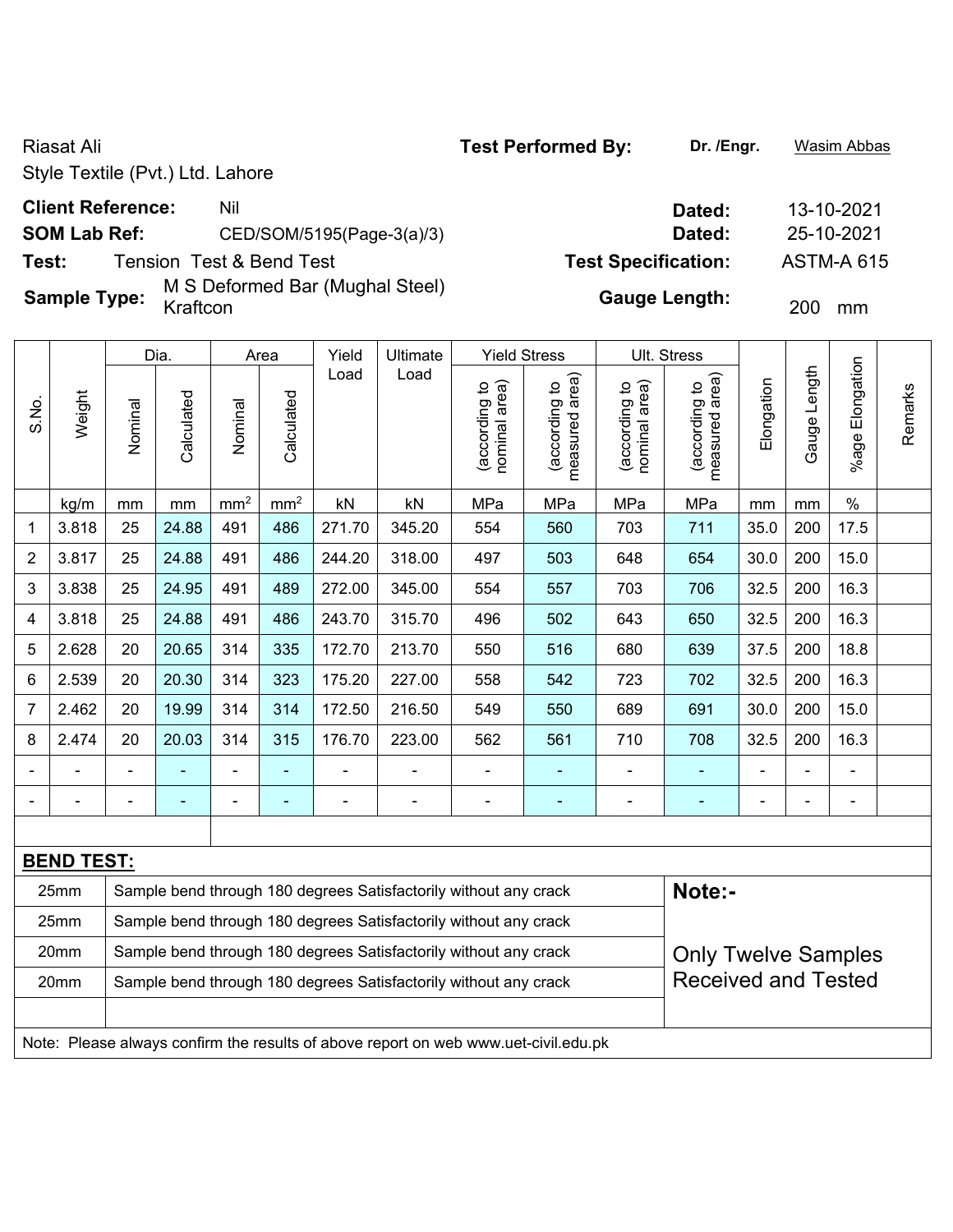Riasat Ali

Style Textile (Pvt.) Ltd. Lahore

**Test Performed By:** **Dr. /Engr.** Wasim Abbas

**Client Reference:** Nil **Dated:** 13-10-2021

**SOM Lab Ref:** CED/SOM/5195(Page-3(a)/3) **Dated:** 25-10-2021

**Test:** Tension Test & Bend Test **Test Specification:** ASTM-A 615

**Sample Type:** M S Deformed Bar (Mughal Steel) Kraftcon **Gauge Length:** 200 mm

| S.No. | Weight | Dia. | | Area | | Yield Load | Ultimate Load | Yield Stress | | Ult. Stress | | Elongation | Gauge Length | %age Elongation | Remarks |
|---|---|---|---|---|---|---|---|---|---|---|---|---|---|---|---|
| | | Nominal | Calculated | Nominal | Calculated | | | (according to nominal area) | (according to measured area) | (according to nominal area) | (according to measured area) | | | | |
| | kg/m | mm | mm | mm² | mm² | kN | kN | MPa | MPa | MPa | MPa | mm | mm | % | |
| 1 | 3.818 | 25 | 24.88 | 491 | 486 | 271.70 | 345.20 | 554 | 560 | 703 | 711 | 35.0 | 200 | 17.5 | |
| 2 | 3.817 | 25 | 24.88 | 491 | 486 | 244.20 | 318.00 | 497 | 503 | 648 | 654 | 30.0 | 200 | 15.0 | |
| 3 | 3.838 | 25 | 24.95 | 491 | 489 | 272.00 | 345.00 | 554 | 557 | 703 | 706 | 32.5 | 200 | 16.3 | |
| 4 | 3.818 | 25 | 24.88 | 491 | 486 | 243.70 | 315.70 | 496 | 502 | 643 | 650 | 32.5 | 200 | 16.3 | |
| 5 | 2.628 | 20 | 20.65 | 314 | 335 | 172.70 | 213.70 | 550 | 516 | 680 | 639 | 37.5 | 200 | 18.8 | |
| 6 | 2.539 | 20 | 20.30 | 314 | 323 | 175.20 | 227.00 | 558 | 542 | 723 | 702 | 32.5 | 200 | 16.3 | |
| 7 | 2.462 | 20 | 19.99 | 314 | 314 | 172.50 | 216.50 | 549 | 550 | 689 | 691 | 30.0 | 200 | 15.0 | |
| 8 | 2.474 | 20 | 20.03 | 314 | 315 | 176.70 | 223.00 | 562 | 561 | 710 | 708 | 32.5 | 200 | 16.3 | |
| - | - | - | - | - | - | - | - | - | - | - | - | - | - | - | |
| - | - | - | - | - | - | - | - | - | - | - | - | - | - | - | |

**BEND TEST:**

| Size | Result |
|---|---|
| 25mm | Sample bend through 180 degrees Satisfactorily without any crack |
| 25mm | Sample bend through 180 degrees Satisfactorily without any crack |
| 20mm | Sample bend through 180 degrees Satisfactorily without any crack |
| 20mm | Sample bend through 180 degrees Satisfactorily without any crack |

**Note:-**

Only Twelve Samples Received and Tested

Note: Please always confirm the results of above report on web www.uet-civil.edu.pk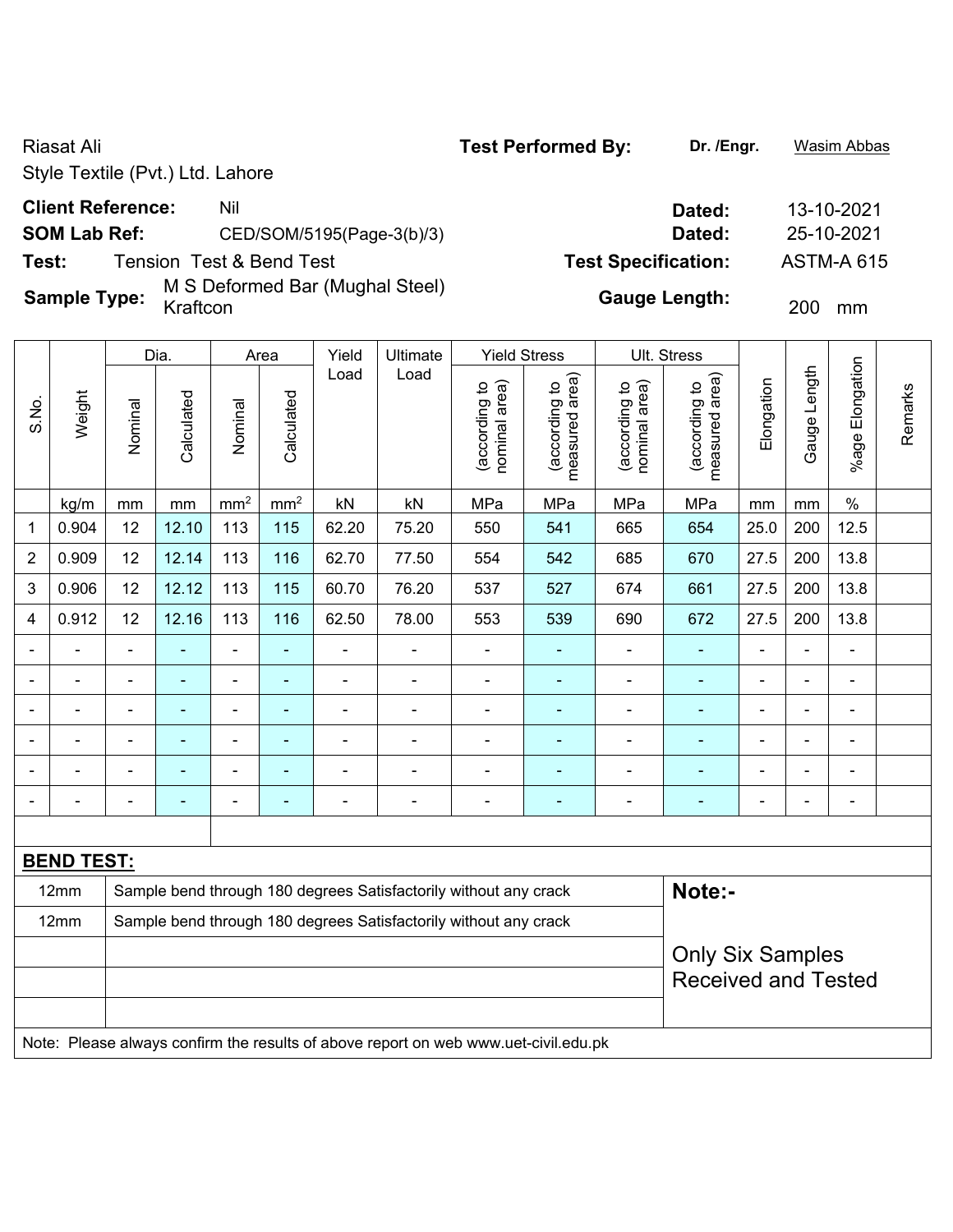Riasat Ali

Style Textile (Pvt.) Ltd. Lahore

**Test Performed By:** **Dr. /Engr.** Wasim Abbas

**Client Reference:** Nil **Dated:** 13-10-2021

**SOM Lab Ref:** CED/SOM/5195(Page-3(b)/3) **Dated:** 25-10-2021

**Test:** Tension Test & Bend Test **Test Specification:** ASTM-A 615

**Sample Type:** M S Deformed Bar (Mughal Steel) Kraftcon **Gauge Length:** 200 mm

| S.No. | Weight | Dia. | | Area | | Yield Load | Ultimate Load | Yield Stress | | Ult. Stress | | Elongation | Gauge Length | %age Elongation | Remarks |
|---|---|---|---|---|---|---|---|---|---|---|---|---|---|---|---|
| | | Nominal | Calculated | Nominal | Calculated | | | (according to nominal area) | (according to measured area) | (according to nominal area) | (according to measured area) | | | | |
| | kg/m | mm | mm | mm² | mm² | kN | kN | MPa | MPa | MPa | MPa | mm | mm | % | |
| 1 | 0.904 | 12 | 12.10 | 113 | 115 | 62.20 | 75.20 | 550 | 541 | 665 | 654 | 25.0 | 200 | 12.5 | |
| 2 | 0.909 | 12 | 12.14 | 113 | 116 | 62.70 | 77.50 | 554 | 542 | 685 | 670 | 27.5 | 200 | 13.8 | |
| 3 | 0.906 | 12 | 12.12 | 113 | 115 | 60.70 | 76.20 | 537 | 527 | 674 | 661 | 27.5 | 200 | 13.8 | |
| 4 | 0.912 | 12 | 12.16 | 113 | 116 | 62.50 | 78.00 | 553 | 539 | 690 | 672 | 27.5 | 200 | 13.8 | |
| - | - | - | - | - | - | - | - | - | - | - | - | - | - | - | |
| - | - | - | - | - | - | - | - | - | - | - | - | - | - | - | |
| - | - | - | - | - | - | - | - | - | - | - | - | - | - | - | |
| - | - | - | - | - | - | - | - | - | - | - | - | - | - | - | |
| - | - | - | - | - | - | - | - | - | - | - | - | - | - | - | |
| - | - | - | - | - | - | - | - | - | - | - | - | - | - | - | |

**BEND TEST:**

| | |
|---|---|
| 12mm | Sample bend through 180 degrees Satisfactorily without any crack |
| 12mm | Sample bend through 180 degrees Satisfactorily without any crack |

**Note:-**

Only Six Samples Received and Tested

Note: Please always confirm the results of above report on web www.uet-civil.edu.pk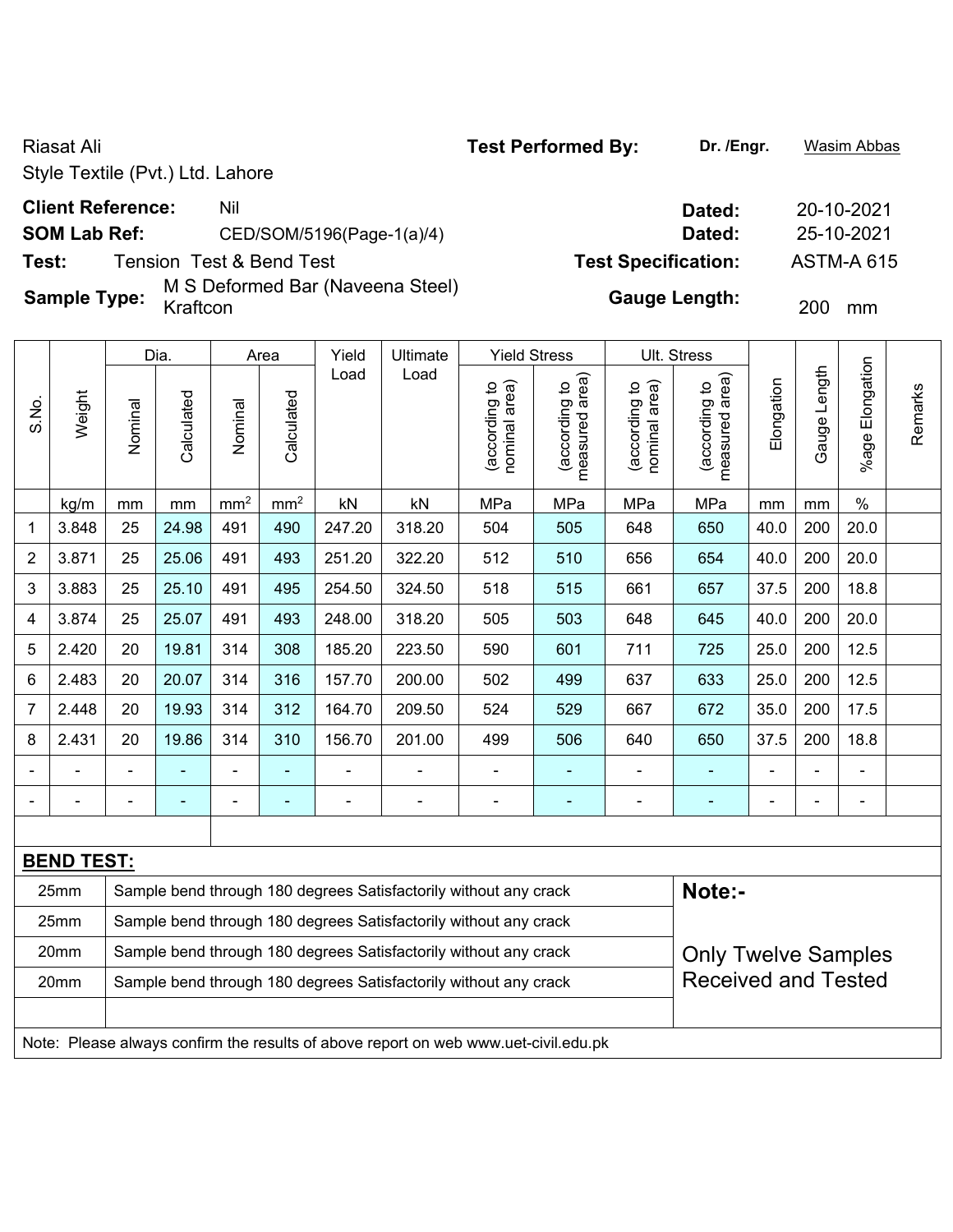Riasat Ali

Style Textile (Pvt.) Ltd. Lahore

**Test Performed By:** **Dr. /Engr.** Wasim Abbas

**Client Reference:** Nil **Dated:** 20-10-2021

**SOM Lab Ref:** CED/SOM/5196(Page-1(a)/4) **Dated:** 25-10-2021

**Test:** Tension Test & Bend Test **Test Specification:** ASTM-A 615

**Sample Type:** M S Deformed Bar (Naveena Steel) Kraftcon **Gauge Length:** 200 mm

| S.No. | Weight | Dia. | | Area | | Yield Load | Ultimate Load | Yield Stress | | Ult. Stress | | Elongation | Gauge Length | %age Elongation | Remarks |
|---|---|---|---|---|---|---|---|---|---|---|---|---|---|---|---|
| | | Nominal | Calculated | Nominal | Calculated | | | (according to nominal area) | (according to measured area) | (according to nominal area) | (according to measured area) | | | | |
| | kg/m | mm | mm | mm² | mm² | kN | kN | MPa | MPa | MPa | MPa | mm | mm | % | |
| 1 | 3.848 | 25 | 24.98 | 491 | 490 | 247.20 | 318.20 | 504 | 505 | 648 | 650 | 40.0 | 200 | 20.0 | |
| 2 | 3.871 | 25 | 25.06 | 491 | 493 | 251.20 | 322.20 | 512 | 510 | 656 | 654 | 40.0 | 200 | 20.0 | |
| 3 | 3.883 | 25 | 25.10 | 491 | 495 | 254.50 | 324.50 | 518 | 515 | 661 | 657 | 37.5 | 200 | 18.8 | |
| 4 | 3.874 | 25 | 25.07 | 491 | 493 | 248.00 | 318.20 | 505 | 503 | 648 | 645 | 40.0 | 200 | 20.0 | |
| 5 | 2.420 | 20 | 19.81 | 314 | 308 | 185.20 | 223.50 | 590 | 601 | 711 | 725 | 25.0 | 200 | 12.5 | |
| 6 | 2.483 | 20 | 20.07 | 314 | 316 | 157.70 | 200.00 | 502 | 499 | 637 | 633 | 25.0 | 200 | 12.5 | |
| 7 | 2.448 | 20 | 19.93 | 314 | 312 | 164.70 | 209.50 | 524 | 529 | 667 | 672 | 35.0 | 200 | 17.5 | |
| 8 | 2.431 | 20 | 19.86 | 314 | 310 | 156.70 | 201.00 | 499 | 506 | 640 | 650 | 37.5 | 200 | 18.8 | |
| - | - | - | - | - | - | - | - | - | - | - | - | - | - | - | |
| - | - | - | - | - | - | - | - | - | - | - | - | - | - | - | |

**BEND TEST:**

| Size | Result |
|---|---|
| 25mm | Sample bend through 180 degrees Satisfactorily without any crack |
| 25mm | Sample bend through 180 degrees Satisfactorily without any crack |
| 20mm | Sample bend through 180 degrees Satisfactorily without any crack |
| 20mm | Sample bend through 180 degrees Satisfactorily without any crack |

**Note:-**

Only Twelve Samples Received and Tested

Note: Please always confirm the results of above report on web www.uet-civil.edu.pk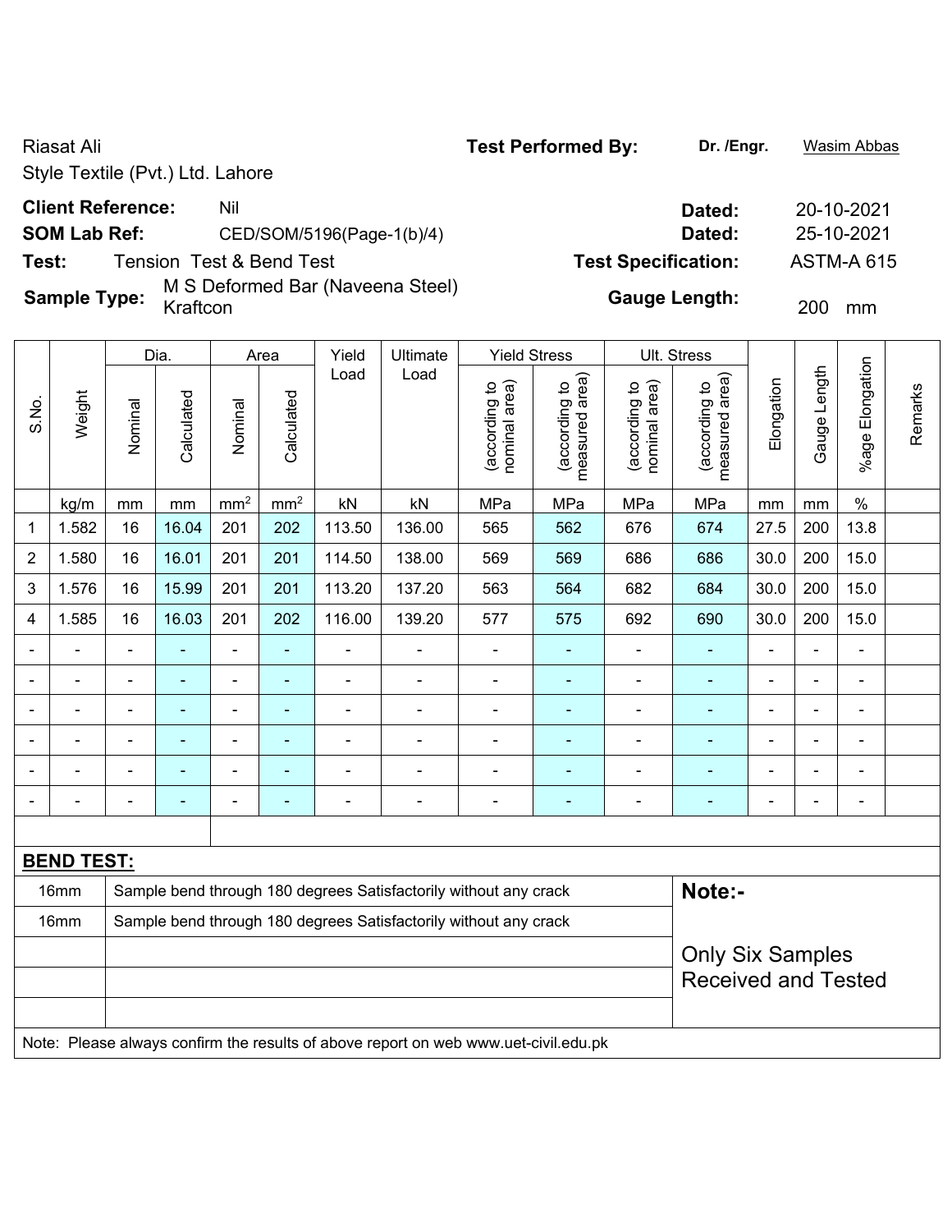Riasat Ali

Style Textile (Pvt.) Ltd. Lahore

**Test Performed By:** **Dr. /Engr.** Wasim Abbas

**Client Reference:** Nil **Dated:** 20-10-2021

**SOM Lab Ref:** CED/SOM/5196(Page-1(b)/4) **Dated:** 25-10-2021

**Test:** Tension Test & Bend Test **Test Specification:** ASTM-A 615

**Sample Type:** M S Deformed Bar (Naveena Steel) Kraftcon **Gauge Length:** 200 mm

| S.No. | Weight | Dia. | | Area | | Yield Load | Ultimate Load | Yield Stress | | Ult. Stress | | Elongation | Gauge Length | %age Elongation | Remarks |
|---|---|---|---|---|---|---|---|---|---|---|---|---|---|---|---|
| | | Nominal | Calculated | Nominal | Calculated | | | (according to nominal area) | (according to measured area) | (according to nominal area) | (according to measured area) | | | | |
| | kg/m | mm | mm | mm² | mm² | kN | kN | MPa | MPa | MPa | MPa | mm | mm | % | |
| 1 | 1.582 | 16 | 16.04 | 201 | 202 | 113.50 | 136.00 | 565 | 562 | 676 | 674 | 27.5 | 200 | 13.8 | |
| 2 | 1.580 | 16 | 16.01 | 201 | 201 | 114.50 | 138.00 | 569 | 569 | 686 | 686 | 30.0 | 200 | 15.0 | |
| 3 | 1.576 | 16 | 15.99 | 201 | 201 | 113.20 | 137.20 | 563 | 564 | 682 | 684 | 30.0 | 200 | 15.0 | |
| 4 | 1.585 | 16 | 16.03 | 201 | 202 | 116.00 | 139.20 | 577 | 575 | 692 | 690 | 30.0 | 200 | 15.0 | |
| - | - | - | - | - | - | - | - | - | - | - | - | - | - | - | |
| - | - | - | - | - | - | - | - | - | - | - | - | - | - | - | |
| - | - | - | - | - | - | - | - | - | - | - | - | - | - | - | |
| - | - | - | - | - | - | - | - | - | - | - | - | - | - | - | |
| - | - | - | - | - | - | - | - | - | - | - | - | - | - | - | |
| - | - | - | - | - | - | - | - | - | - | - | - | - | - | - | |

**BEND TEST:**

| Size | Result |
|---|---|
| 16mm | Sample bend through 180 degrees Satisfactorily without any crack |
| 16mm | Sample bend through 180 degrees Satisfactorily without any crack |

**Note:-**

Only Six Samples Received and Tested

Note: Please always confirm the results of above report on web www.uet-civil.edu.pk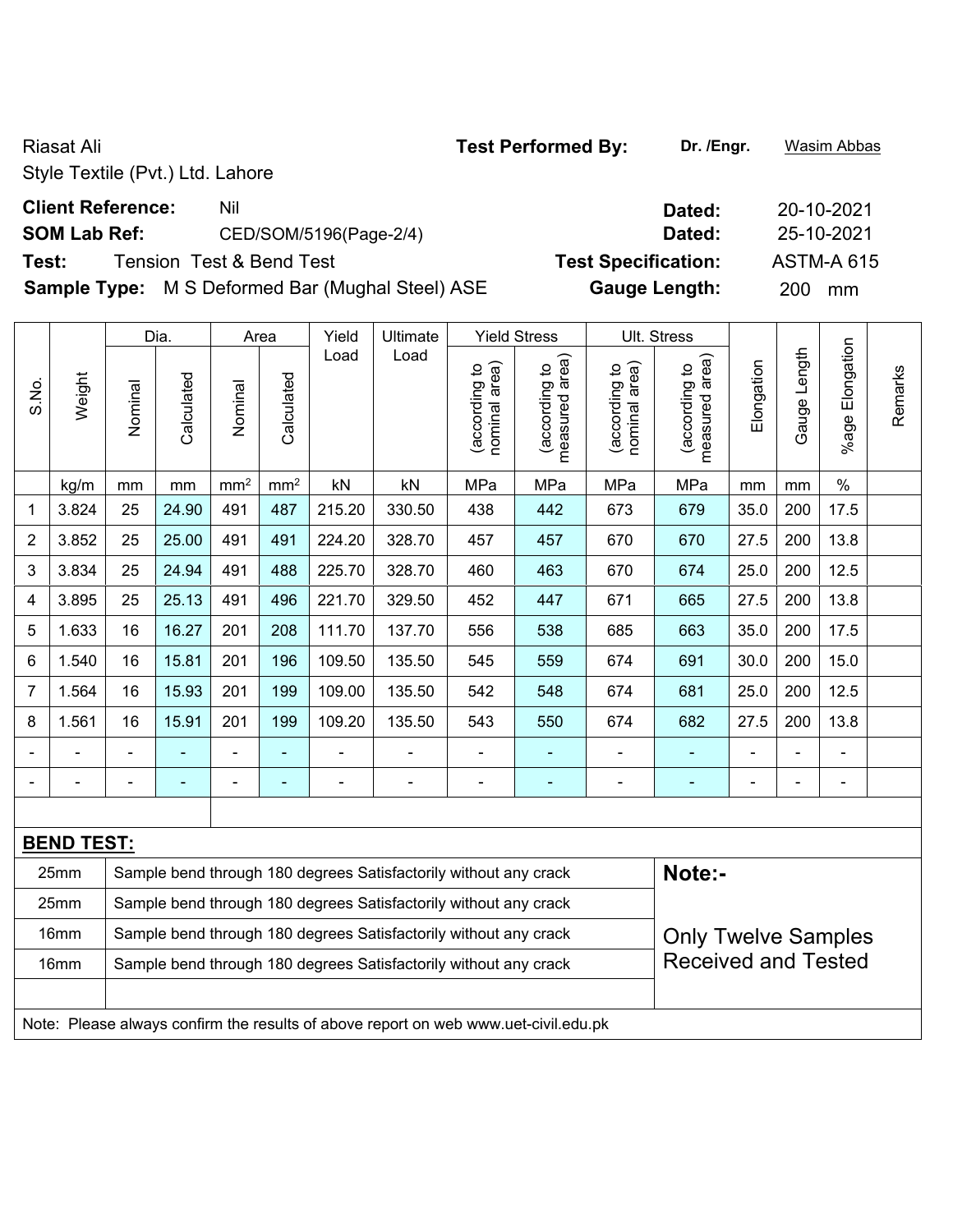Riasat Ali

Style Textile (Pvt.) Ltd. Lahore

**Test Performed By:** **Dr. /Engr.** Wasim Abbas

**Client Reference:** Nil **Dated:** 20-10-2021

**SOM Lab Ref:** CED/SOM/5196(Page-2/4) **Dated:** 25-10-2021

**Test:** Tension Test & Bend Test **Test Specification:** ASTM-A 615

**Sample Type:** M S Deformed Bar (Mughal Steel) ASE **Gauge Length:** 200 mm

| S.No. | Weight | Dia. | | Area | | Yield Load | Ultimate Load | Yield Stress | | Ult. Stress | | Elongation | Gauge Length | %age Elongation | Remarks |
|---|---|---|---|---|---|---|---|---|---|---|---|---|---|---|---|
| | | Nominal | Calculated | Nominal | Calculated | | | (according to nominal area) | (according to measured area) | (according to nominal area) | (according to measured area) | | | | |
| | kg/m | mm | mm | mm² | mm² | kN | kN | MPa | MPa | MPa | MPa | mm | mm | % | |
| 1 | 3.824 | 25 | 24.90 | 491 | 487 | 215.20 | 330.50 | 438 | 442 | 673 | 679 | 35.0 | 200 | 17.5 | |
| 2 | 3.852 | 25 | 25.00 | 491 | 491 | 224.20 | 328.70 | 457 | 457 | 670 | 670 | 27.5 | 200 | 13.8 | |
| 3 | 3.834 | 25 | 24.94 | 491 | 488 | 225.70 | 328.70 | 460 | 463 | 670 | 674 | 25.0 | 200 | 12.5 | |
| 4 | 3.895 | 25 | 25.13 | 491 | 496 | 221.70 | 329.50 | 452 | 447 | 671 | 665 | 27.5 | 200 | 13.8 | |
| 5 | 1.633 | 16 | 16.27 | 201 | 208 | 111.70 | 137.70 | 556 | 538 | 685 | 663 | 35.0 | 200 | 17.5 | |
| 6 | 1.540 | 16 | 15.81 | 201 | 196 | 109.50 | 135.50 | 545 | 559 | 674 | 691 | 30.0 | 200 | 15.0 | |
| 7 | 1.564 | 16 | 15.93 | 201 | 199 | 109.00 | 135.50 | 542 | 548 | 674 | 681 | 25.0 | 200 | 12.5 | |
| 8 | 1.561 | 16 | 15.91 | 201 | 199 | 109.20 | 135.50 | 543 | 550 | 674 | 682 | 27.5 | 200 | 13.8 | |
| - | - | - | - | - | - | - | - | - | - | - | - | - | - | - | |
| - | - | - | - | - | - | - | - | - | - | - | - | - | - | - | |

**BEND TEST:**

| Size | Result |
|---|---|
| 25mm | Sample bend through 180 degrees Satisfactorily without any crack |
| 25mm | Sample bend through 180 degrees Satisfactorily without any crack |
| 16mm | Sample bend through 180 degrees Satisfactorily without any crack |
| 16mm | Sample bend through 180 degrees Satisfactorily without any crack |

**Note:-**

Only Twelve Samples Received and Tested

Note: Please always confirm the results of above report on web www.uet-civil.edu.pk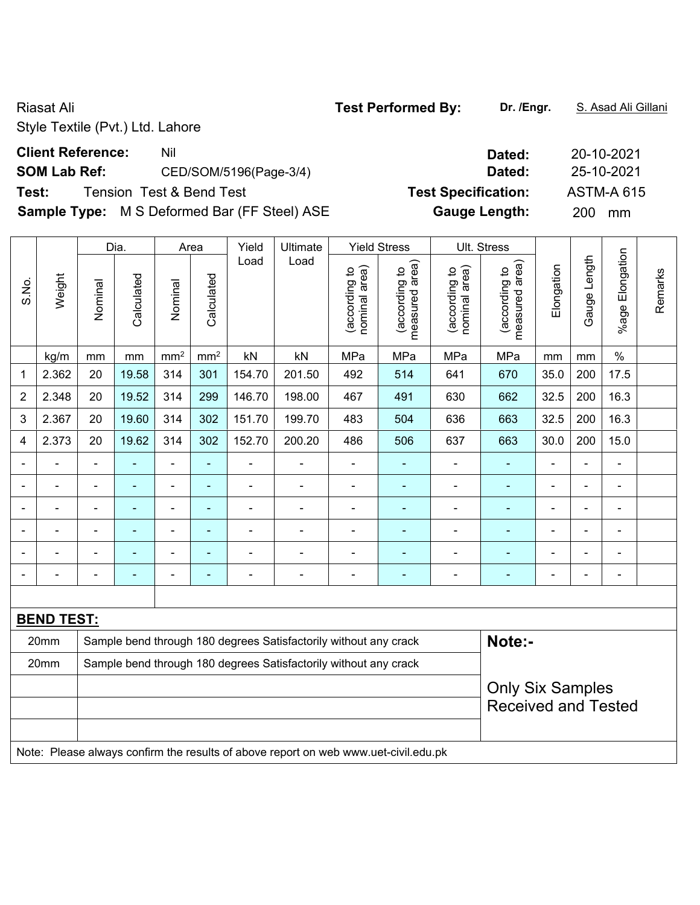Riasat Ali

Style Textile (Pvt.) Ltd. Lahore

**Test Performed By:** **Dr. /Engr.** S. Asad Ali Gillani

**Client Reference:** Nil **Dated:** 20-10-2021

**SOM Lab Ref:** CED/SOM/5196(Page-3/4) **Dated:** 25-10-2021

**Test:** Tension Test & Bend Test **Test Specification:** ASTM-A 615

**Sample Type:** M S Deformed Bar (FF Steel) ASE **Gauge Length:** 200 mm

| S.No. | Weight | Dia. | | Area | | Yield Load | Ultimate Load | Yield Stress | | Ult. Stress | | Elongation | Gauge Length | %age Elongation | Remarks |
|---|---|---|---|---|---|---|---|---|---|---|---|---|---|---|---|
| | | Nominal | Calculated | Nominal | Calculated | | | (according to nominal area) | (according to measured area) | (according to nominal area) | (according to measured area) | | | | |
| | kg/m | mm | mm | mm² | mm² | kN | kN | MPa | MPa | MPa | MPa | mm | mm | % | |
| 1 | 2.362 | 20 | 19.58 | 314 | 301 | 154.70 | 201.50 | 492 | 514 | 641 | 670 | 35.0 | 200 | 17.5 | |
| 2 | 2.348 | 20 | 19.52 | 314 | 299 | 146.70 | 198.00 | 467 | 491 | 630 | 662 | 32.5 | 200 | 16.3 | |
| 3 | 2.367 | 20 | 19.60 | 314 | 302 | 151.70 | 199.70 | 483 | 504 | 636 | 663 | 32.5 | 200 | 16.3 | |
| 4 | 2.373 | 20 | 19.62 | 314 | 302 | 152.70 | 200.20 | 486 | 506 | 637 | 663 | 30.0 | 200 | 15.0 | |
| - | - | - | - | - | - | - | - | - | - | - | - | - | - | - | |
| - | - | - | - | - | - | - | - | - | - | - | - | - | - | - | |
| - | - | - | - | - | - | - | - | - | - | - | - | - | - | - | |
| - | - | - | - | - | - | - | - | - | - | - | - | - | - | - | |
| - | - | - | - | - | - | - | - | - | - | - | - | - | - | - | |
| - | - | - | - | - | - | - | - | - | - | - | - | - | - | - | |

**BEND TEST:**

| | | |
|---|---|---|
| 20mm | Sample bend through 180 degrees Satisfactorily without any crack | **Note:-** |
| 20mm | Sample bend through 180 degrees Satisfactorily without any crack | Only Six Samples Received and Tested |
| | | |
| | | |
| | | |

Note: Please always confirm the results of above report on web www.uet-civil.edu.pk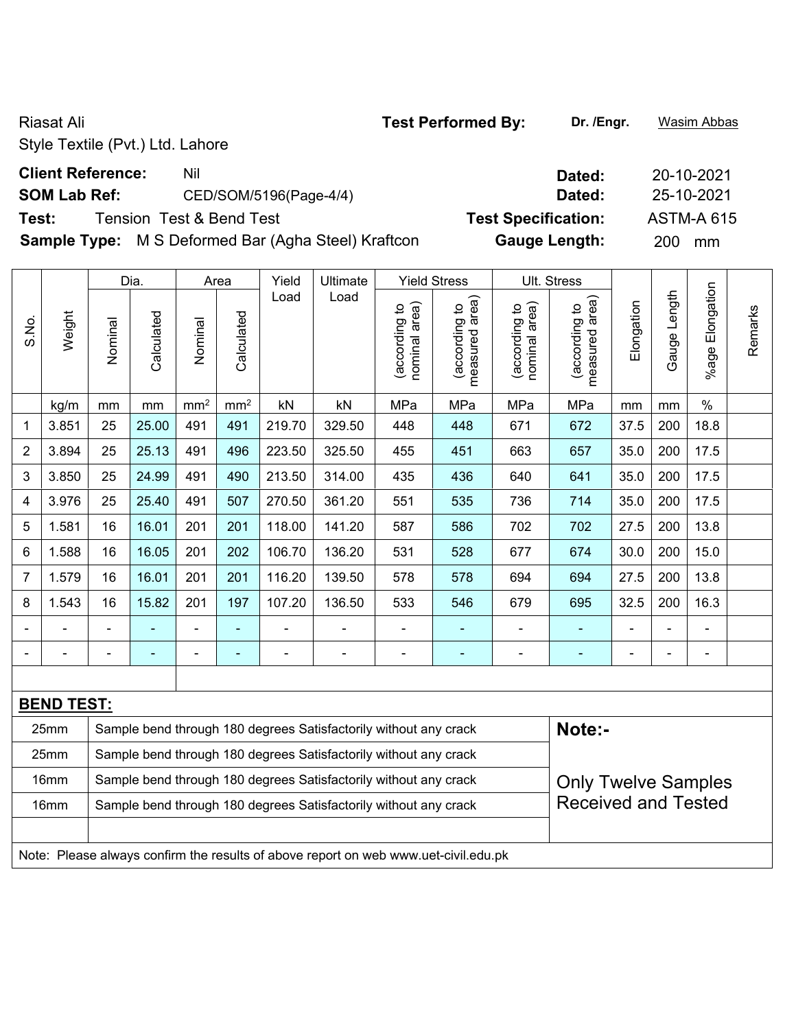Riasat Ali

Style Textile (Pvt.) Ltd. Lahore

**Test Performed By:** Dr. /Engr. Wasim Abbas

**Client Reference:** Nil | **Dated:** 20-10-2021

**SOM Lab Ref:** CED/SOM/5196(Page-4/4) | **Dated:** 25-10-2021

**Test:** Tension Test & Bend Test | **Test Specification:** ASTM-A 615

**Sample Type:** M S Deformed Bar (Agha Steel) Kraftcon | **Gauge Length:** 200 mm

| S.No. | Weight | Dia. | | Area | | Yield Load | Ultimate Load | Yield Stress | | Ult. Stress | | Elongation | Gauge Length | %age Elongation | Remarks |
|---|---|---|---|---|---|---|---|---|---|---|---|---|---|---|---|
| | | Nominal | Calculated | Nominal | Calculated | | | (according to nominal area) | (according to measured area) | (according to nominal area) | (according to measured area) | | | | |
| | kg/m | mm | mm | mm² | mm² | kN | kN | MPa | MPa | MPa | MPa | mm | mm | % | |
| 1 | 3.851 | 25 | 25.00 | 491 | 491 | 219.70 | 329.50 | 448 | 448 | 671 | 672 | 37.5 | 200 | 18.8 | |
| 2 | 3.894 | 25 | 25.13 | 491 | 496 | 223.50 | 325.50 | 455 | 451 | 663 | 657 | 35.0 | 200 | 17.5 | |
| 3 | 3.850 | 25 | 24.99 | 491 | 490 | 213.50 | 314.00 | 435 | 436 | 640 | 641 | 35.0 | 200 | 17.5 | |
| 4 | 3.976 | 25 | 25.40 | 491 | 507 | 270.50 | 361.20 | 551 | 535 | 736 | 714 | 35.0 | 200 | 17.5 | |
| 5 | 1.581 | 16 | 16.01 | 201 | 201 | 118.00 | 141.20 | 587 | 586 | 702 | 702 | 27.5 | 200 | 13.8 | |
| 6 | 1.588 | 16 | 16.05 | 201 | 202 | 106.70 | 136.20 | 531 | 528 | 677 | 674 | 30.0 | 200 | 15.0 | |
| 7 | 1.579 | 16 | 16.01 | 201 | 201 | 116.20 | 139.50 | 578 | 578 | 694 | 694 | 27.5 | 200 | 13.8 | |
| 8 | 1.543 | 16 | 15.82 | 201 | 197 | 107.20 | 136.50 | 533 | 546 | 679 | 695 | 32.5 | 200 | 16.3 | |
| - | - | - | - | - | - | - | - | - | - | - | - | - | - | - | |
| - | - | - | - | - | - | - | - | - | - | - | - | - | - | - | |

**BEND TEST:**

| Size | Result |
|---|---|
| 25mm | Sample bend through 180 degrees Satisfactorily without any crack |
| 25mm | Sample bend through 180 degrees Satisfactorily without any crack |
| 16mm | Sample bend through 180 degrees Satisfactorily without any crack |
| 16mm | Sample bend through 180 degrees Satisfactorily without any crack |

**Note:-**

Only Twelve Samples Received and Tested

Note: Please always confirm the results of above report on web www.uet-civil.edu.pk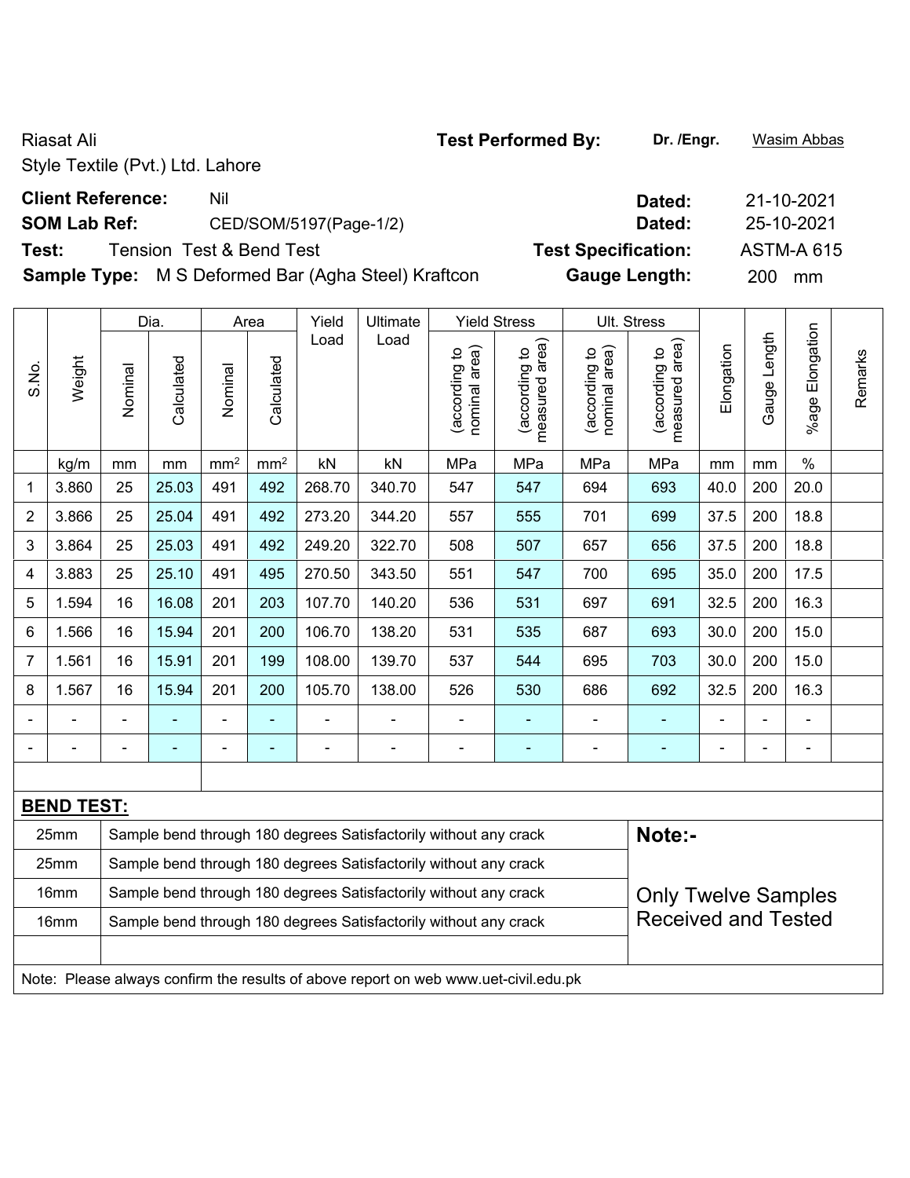Riasat Ali

Style Textile (Pvt.) Ltd. Lahore

**Test Performed By:** **Dr. /Engr.** Wasim Abbas

**Client Reference:** Nil **Dated:** 21-10-2021

**SOM Lab Ref:** CED/SOM/5197(Page-1/2) **Dated:** 25-10-2021

**Test:** Tension Test & Bend Test **Test Specification:** ASTM-A 615

**Sample Type:** M S Deformed Bar (Agha Steel) Kraftcon **Gauge Length:** 200 mm

| S.No. | Weight | Dia. | | Area | | Yield Load | Ultimate Load | Yield Stress | | Ult. Stress | | Elongation | Gauge Length | %age Elongation | Remarks |
|---|---|---|---|---|---|---|---|---|---|---|---|---|---|---|---|
| | | Nominal | Calculated | Nominal | Calculated | | | (according to nominal area) | (according to measured area) | (according to nominal area) | (according to measured area) | | | | |
| | kg/m | mm | mm | mm² | mm² | kN | kN | MPa | MPa | MPa | MPa | mm | mm | % | |
| 1 | 3.860 | 25 | 25.03 | 491 | 492 | 268.70 | 340.70 | 547 | 547 | 694 | 693 | 40.0 | 200 | 20.0 | |
| 2 | 3.866 | 25 | 25.04 | 491 | 492 | 273.20 | 344.20 | 557 | 555 | 701 | 699 | 37.5 | 200 | 18.8 | |
| 3 | 3.864 | 25 | 25.03 | 491 | 492 | 249.20 | 322.70 | 508 | 507 | 657 | 656 | 37.5 | 200 | 18.8 | |
| 4 | 3.883 | 25 | 25.10 | 491 | 495 | 270.50 | 343.50 | 551 | 547 | 700 | 695 | 35.0 | 200 | 17.5 | |
| 5 | 1.594 | 16 | 16.08 | 201 | 203 | 107.70 | 140.20 | 536 | 531 | 697 | 691 | 32.5 | 200 | 16.3 | |
| 6 | 1.566 | 16 | 15.94 | 201 | 200 | 106.70 | 138.20 | 531 | 535 | 687 | 693 | 30.0 | 200 | 15.0 | |
| 7 | 1.561 | 16 | 15.91 | 201 | 199 | 108.00 | 139.70 | 537 | 544 | 695 | 703 | 30.0 | 200 | 15.0 | |
| 8 | 1.567 | 16 | 15.94 | 201 | 200 | 105.70 | 138.00 | 526 | 530 | 686 | 692 | 32.5 | 200 | 16.3 | |
| - | - | - | - | - | - | - | - | - | - | - | - | - | - | - | |
| - | - | - | - | - | - | - | - | - | - | - | - | - | - | - | |

**BEND TEST:**

| Size | Result |
|---|---|
| 25mm | Sample bend through 180 degrees Satisfactorily without any crack |
| 25mm | Sample bend through 180 degrees Satisfactorily without any crack |
| 16mm | Sample bend through 180 degrees Satisfactorily without any crack |
| 16mm | Sample bend through 180 degrees Satisfactorily without any crack |

**Note:-**

Only Twelve Samples Received and Tested

Note: Please always confirm the results of above report on web www.uet-civil.edu.pk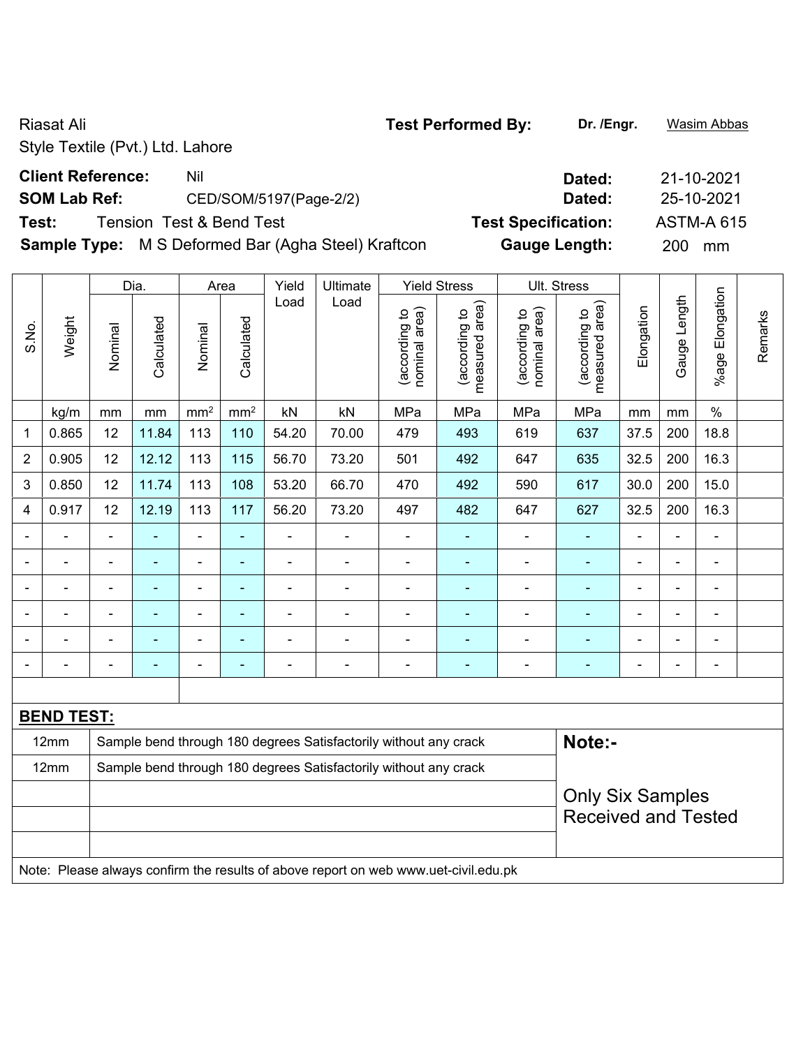Riasat Ali

Style Textile (Pvt.) Ltd. Lahore

**Test Performed By:** **Dr. /Engr.** Wasim Abbas

**Client Reference:** Nil **Dated:** 21-10-2021

**SOM Lab Ref:** CED/SOM/5197(Page-2/2) **Dated:** 25-10-2021

**Test:** Tension Test & Bend Test **Test Specification:** ASTM-A 615

**Sample Type:** M S Deformed Bar (Agha Steel) Kraftcon **Gauge Length:** 200 mm

| S.No. | Weight | Dia. | | Area | | Yield Load | Ultimate Load | Yield Stress | | Ult. Stress | | Elongation | Gauge Length | %age Elongation | Remarks |
|---|---|---|---|---|---|---|---|---|---|---|---|---|---|---|---|
| | | Nominal | Calculated | Nominal | Calculated | | | (according to nominal area) | (according to measured area) | (according to nominal area) | (according to measured area) | | | | |
| | kg/m | mm | mm | mm² | mm² | kN | kN | MPa | MPa | MPa | MPa | mm | mm | % | |
| 1 | 0.865 | 12 | 11.84 | 113 | 110 | 54.20 | 70.00 | 479 | 493 | 619 | 637 | 37.5 | 200 | 18.8 | |
| 2 | 0.905 | 12 | 12.12 | 113 | 115 | 56.70 | 73.20 | 501 | 492 | 647 | 635 | 32.5 | 200 | 16.3 | |
| 3 | 0.850 | 12 | 11.74 | 113 | 108 | 53.20 | 66.70 | 470 | 492 | 590 | 617 | 30.0 | 200 | 15.0 | |
| 4 | 0.917 | 12 | 12.19 | 113 | 117 | 56.20 | 73.20 | 497 | 482 | 647 | 627 | 32.5 | 200 | 16.3 | |
| - | - | - | - | - | - | - | - | - | - | - | - | - | - | - | |
| - | - | - | - | - | - | - | - | - | - | - | - | - | - | - | |
| - | - | - | - | - | - | - | - | - | - | - | - | - | - | - | |
| - | - | - | - | - | - | - | - | - | - | - | - | - | - | - | |
| - | - | - | - | - | - | - | - | - | - | - | - | - | - | - | |
| - | - | - | - | - | - | - | - | - | - | - | - | - | - | - | |

**BEND TEST:**

| | | |
|---|---|---|
| 12mm | Sample bend through 180 degrees Satisfactorily without any crack | **Note:-** |
| 12mm | Sample bend through 180 degrees Satisfactorily without any crack | Only Six Samples Received and Tested |
| | | |
| | | |
| | | |

Note: Please always confirm the results of above report on web www.uet-civil.edu.pk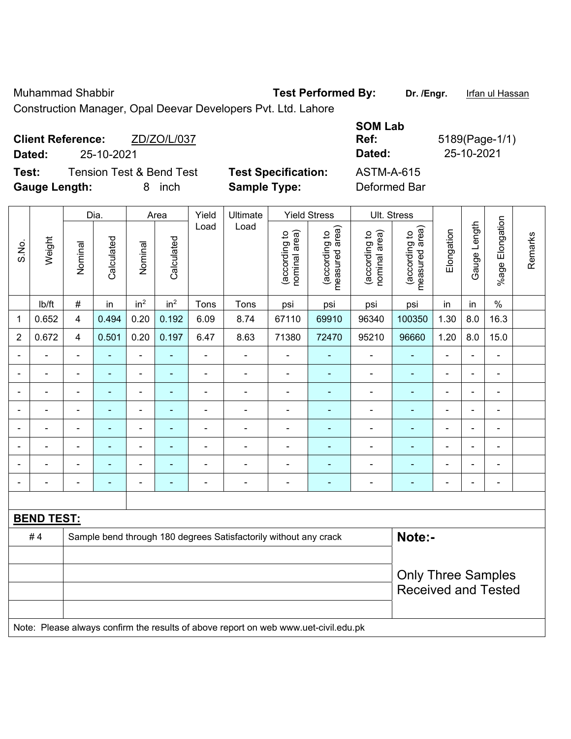Muhammad Shabbir

Construction Manager, Opal Deevar Developers Pvt. Ltd. Lahore

**Test Performed By:** **Dr. /Engr.** Irfan ul Hassan

**Client Reference:** ZD/ZO/L/037

**Dated:** 25-10-2021

**SOM Lab Ref:** 5189(Page-1/1)

**Dated:** 25-10-2021

**Test:** Tension Test & Bend Test

**Test Specification:** ASTM-A-615

**Gauge Length:** 8 inch

**Sample Type:** Deformed Bar

| S.No. | Weight | Dia. | | Area | | Yield Load | Ultimate Load | Yield Stress | | Ult. Stress | | Elongation | Gauge Length | %age Elongation | Remarks |
|---|---|---|---|---|---|---|---|---|---|---|---|---|---|---|---|
| | | Nominal | Calculated | Nominal | Calculated | | | (according to nominal area) | (according to measured area) | (according to nominal area) | (according to measured area) | | | | |
| | lb/ft | # | in | in$^2$ | in$^2$ | Tons | Tons | psi | psi | psi | psi | in | in | % | |
| 1 | 0.652 | 4 | 0.494 | 0.20 | 0.192 | 6.09 | 8.74 | 67110 | 69910 | 96340 | 100350 | 1.30 | 8.0 | 16.3 | |
| 2 | 0.672 | 4 | 0.501 | 0.20 | 0.197 | 6.47 | 8.63 | 71380 | 72470 | 95210 | 96660 | 1.20 | 8.0 | 15.0 | |
| - | - | - | - | - | - | - | - | - | - | - | - | - | - | - | |
| - | - | - | - | - | - | - | - | - | - | - | - | - | - | - | |
| - | - | - | - | - | - | - | - | - | - | - | - | - | - | - | |
| - | - | - | - | - | - | - | - | - | - | - | - | - | - | - | |
| - | - | - | - | - | - | - | - | - | - | - | - | - | - | - | |
| - | - | - | - | - | - | - | - | - | - | - | - | - | - | - | |
| - | - | - | - | - | - | - | - | - | - | - | - | - | - | - | |
| - | - | - | - | - | - | - | - | - | - | - | - | - | - | - | |

**BEND TEST:**

| | | |
|---|---|---|
| # 4 | Sample bend through 180 degrees Satisfactorily without any crack | **Note:-** |
| | | Only Three Samples Received and Tested |

Note: Please always confirm the results of above report on web www.uet-civil.edu.pk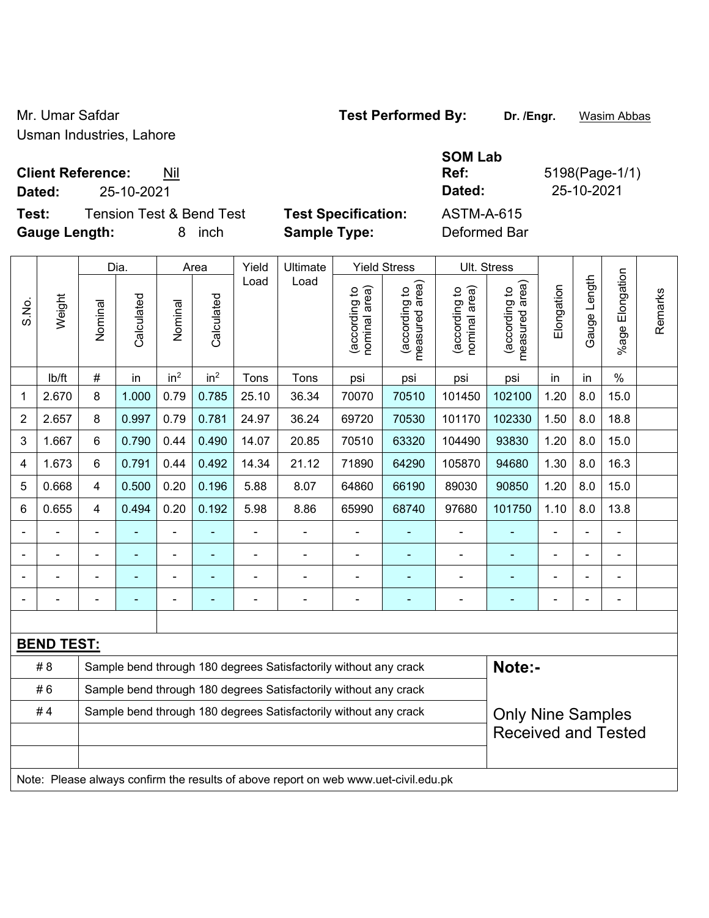Mr. Umar Safdar
Usman Industries, Lahore

**Test Performed By:** **Dr. /Engr.** Wasim Abbas

**SOM Lab**

**Client Reference:** Nil **Ref:** 5198(Page-1/1)

**Dated:** 25-10-2021 **Dated:** 25-10-2021

**Test:** Tension Test & Bend Test **Test Specification:** ASTM-A-615

**Gauge Length:** 8 inch **Sample Type:** Deformed Bar

| S.No. | Weight | Dia. | | Area | | Yield Load | Ultimate Load | Yield Stress | | Ult. Stress | | Elongation | Gauge Length | %age Elongation | Remarks |
|---|---|---|---|---|---|---|---|---|---|---|---|---|---|---|---|
| | | Nominal | Calculated | Nominal | Calculated | | | (according to nominal area) | (according to measured area) | (according to nominal area) | (according to measured area) | | | | |
| | lb/ft | # | in | $in^2$ | $in^2$ | Tons | Tons | psi | psi | psi | psi | in | in | % | |
| 1 | 2.670 | 8 | 1.000 | 0.79 | 0.785 | 25.10 | 36.34 | 70070 | 70510 | 101450 | 102100 | 1.20 | 8.0 | 15.0 | |
| 2 | 2.657 | 8 | 0.997 | 0.79 | 0.781 | 24.97 | 36.24 | 69720 | 70530 | 101170 | 102330 | 1.50 | 8.0 | 18.8 | |
| 3 | 1.667 | 6 | 0.790 | 0.44 | 0.490 | 14.07 | 20.85 | 70510 | 63320 | 104490 | 93830 | 1.20 | 8.0 | 15.0 | |
| 4 | 1.673 | 6 | 0.791 | 0.44 | 0.492 | 14.34 | 21.12 | 71890 | 64290 | 105870 | 94680 | 1.30 | 8.0 | 16.3 | |
| 5 | 0.668 | 4 | 0.500 | 0.20 | 0.196 | 5.88 | 8.07 | 64860 | 66190 | 89030 | 90850 | 1.20 | 8.0 | 15.0 | |
| 6 | 0.655 | 4 | 0.494 | 0.20 | 0.192 | 5.98 | 8.86 | 65990 | 68740 | 97680 | 101750 | 1.10 | 8.0 | 13.8 | |
| - | - | - | - | - | - | - | - | - | - | - | - | - | - | - | |
| - | - | - | - | - | - | - | - | - | - | - | - | - | - | - | |
| - | - | - | - | - | - | - | - | - | - | - | - | - | - | - | |
| - | - | - | - | - | - | - | - | - | - | - | - | - | - | - | |

**BEND TEST:**

| Bar | Result |
|---|---|
| # 8 | Sample bend through 180 degrees Satisfactorily without any crack |
| # 6 | Sample bend through 180 degrees Satisfactorily without any crack |
| # 4 | Sample bend through 180 degrees Satisfactorily without any crack |

**Note:-**

Only Nine Samples Received and Tested

Note: Please always confirm the results of above report on web www.uet-civil.edu.pk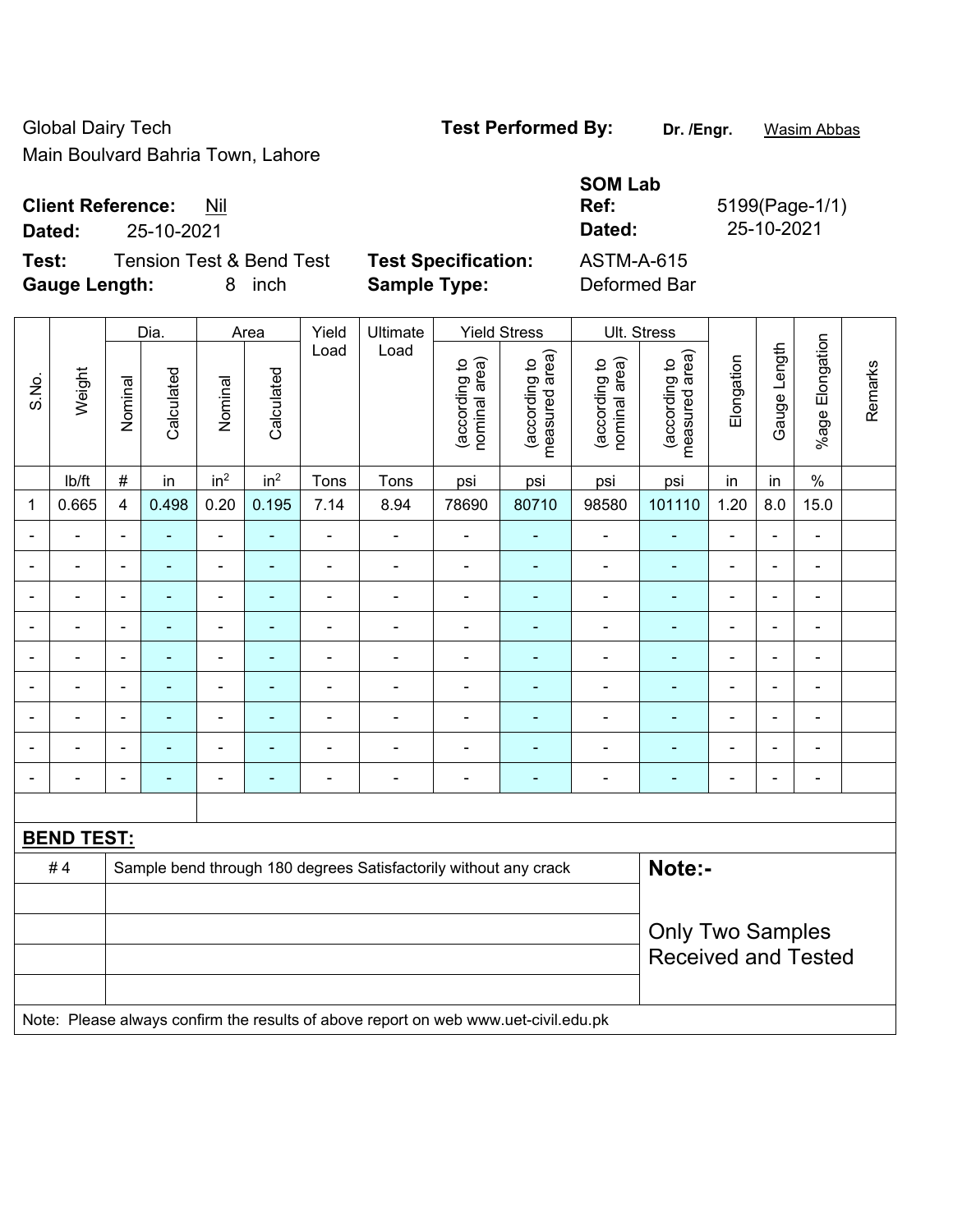Global Dairy Tech
Main Boulvard Bahria Town, Lahore

**Test Performed By:** **Dr. /Engr.** Wasim Abbas

**Client Reference:** Nil
**Dated:** 25-10-2021

**SOM Lab Ref:** 5199(Page-1/1)
**Dated:** 25-10-2021

**Test:** Tension Test & Bend Test
**Gauge Length:** 8 inch

**Test Specification:** ASTM-A-615
**Sample Type:** Deformed Bar

| S.No. | Weight | Dia. | | Area | | Yield Load | Ultimate Load | Yield Stress | | Ult. Stress | | Elongation | Gauge Length | %age Elongation | Remarks |
|---|---|---|---|---|---|---|---|---|---|---|---|---|---|---|---|
| | | Nominal | Calculated | Nominal | Calculated | | | (according to nominal area) | (according to measured area) | (according to nominal area) | (according to measured area) | | | | |
| | lb/ft | # | in | $in^2$ | $in^2$ | Tons | Tons | psi | psi | psi | psi | in | in | % | |
| 1 | 0.665 | 4 | 0.498 | 0.20 | 0.195 | 7.14 | 8.94 | 78690 | 80710 | 98580 | 101110 | 1.20 | 8.0 | 15.0 | |
| - | - | - | - | - | - | - | - | - | - | - | - | - | - | - | |
| - | - | - | - | - | - | - | - | - | - | - | - | - | - | - | |
| - | - | - | - | - | - | - | - | - | - | - | - | - | - | - | |
| - | - | - | - | - | - | - | - | - | - | - | - | - | - | - | |
| - | - | - | - | - | - | - | - | - | - | - | - | - | - | - | |
| - | - | - | - | - | - | - | - | - | - | - | - | - | - | - | |
| - | - | - | - | - | - | - | - | - | - | - | - | - | - | - | |
| - | - | - | - | - | - | - | - | - | - | - | - | - | - | - | |
| - | - | - | - | - | - | - | - | - | - | - | - | - | - | - | |

**BEND TEST:**

| | | |
|---|---|---|
| # 4 | Sample bend through 180 degrees Satisfactorily without any crack | **Note:-** Only Two Samples Received and Tested |

Note: Please always confirm the results of above report on web www.uet-civil.edu.pk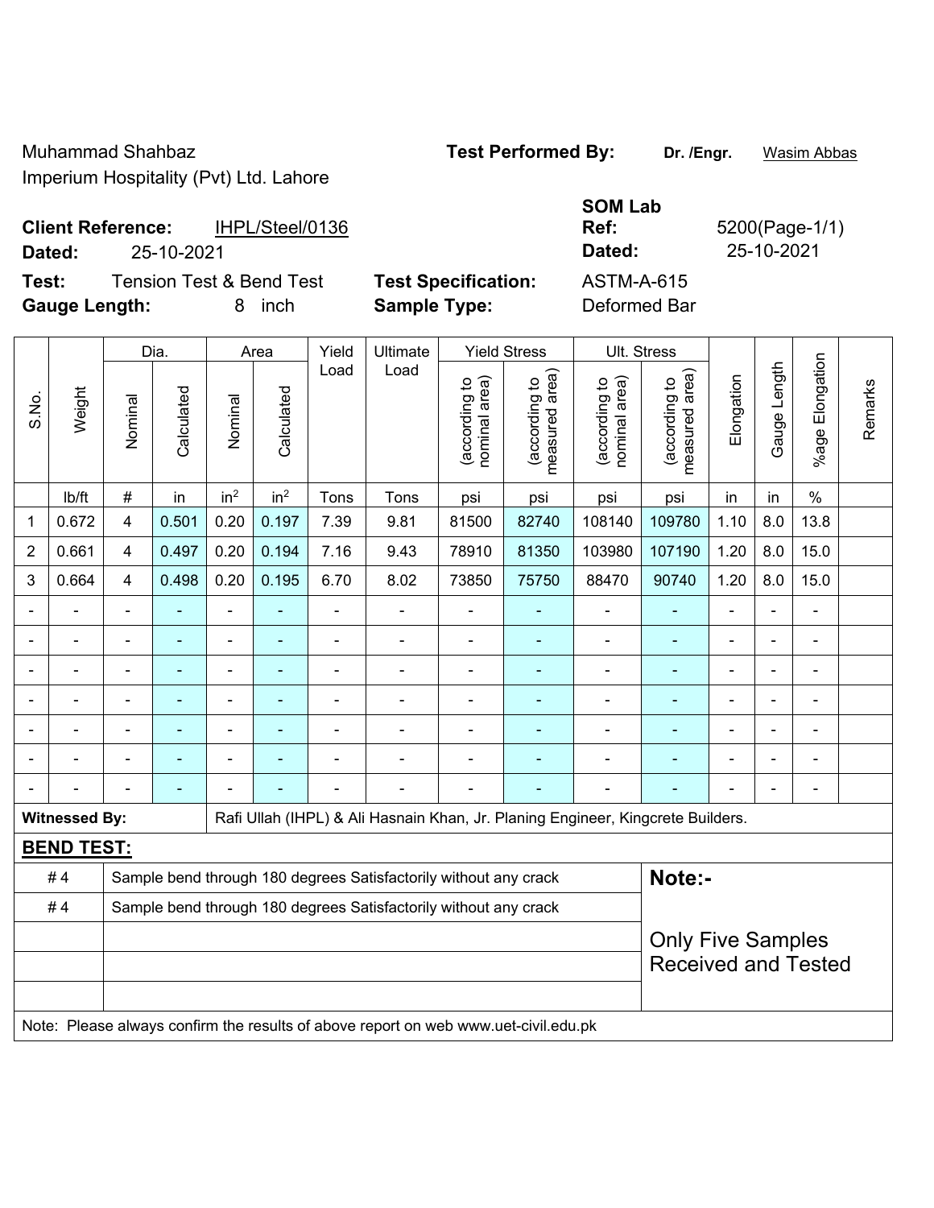Muhammad Shahbaz
Imperium Hospitality (Pvt) Ltd. Lahore

**Test Performed By:** **Dr. /Engr.** Wasim Abbas

**Client Reference:** IHPL/Steel/0136
**Dated:** 25-10-2021

**SOM Lab Ref:** 5200(Page-1/1)
**Dated:** 25-10-2021

**Test:** Tension Test & Bend Test
**Gauge Length:** 8 inch

**Test Specification:** ASTM-A-615
**Sample Type:** Deformed Bar

| S.No. | Weight | Dia. | | Area | | Yield Load | Ultimate Load | Yield Stress | | Ult. Stress | | Elongation | Gauge Length | %age Elongation | Remarks |
|---|---|---|---|---|---|---|---|---|---|---|---|---|---|---|---|
| | | Nominal | Calculated | Nominal | Calculated | | | (according to nominal area) | (according to measured area) | (according to nominal area) | (according to measured area) | | | | |
| | lb/ft | # | in | $in^2$ | $in^2$ | Tons | Tons | psi | psi | psi | psi | in | in | % | |
| 1 | 0.672 | 4 | 0.501 | 0.20 | 0.197 | 7.39 | 9.81 | 81500 | 82740 | 108140 | 109780 | 1.10 | 8.0 | 13.8 | |
| 2 | 0.661 | 4 | 0.497 | 0.20 | 0.194 | 7.16 | 9.43 | 78910 | 81350 | 103980 | 107190 | 1.20 | 8.0 | 15.0 | |
| 3 | 0.664 | 4 | 0.498 | 0.20 | 0.195 | 6.70 | 8.02 | 73850 | 75750 | 88470 | 90740 | 1.20 | 8.0 | 15.0 | |
| - | - | - | - | - | - | - | - | - | - | - | - | - | - | - | |
| - | - | - | - | - | - | - | - | - | - | - | - | - | - | - | |
| - | - | - | - | - | - | - | - | - | - | - | - | - | - | - | |
| - | - | - | - | - | - | - | - | - | - | - | - | - | - | - | |
| - | - | - | - | - | - | - | - | - | - | - | - | - | - | - | |
| - | - | - | - | - | - | - | - | - | - | - | - | - | - | - | |
| - | - | - | - | - | - | - | - | - | - | - | - | - | - | - | |

**Witnessed By:** Rafi Ullah (IHPL) & Ali Hasnain Khan, Jr. Planing Engineer, Kingcrete Builders.

**BEND TEST:**

| | |
|---|---|
| # 4 | Sample bend through 180 degrees Satisfactorily without any crack |
| # 4 | Sample bend through 180 degrees Satisfactorily without any crack |

**Note:-**

Only Five Samples Received and Tested

Note: Please always confirm the results of above report on web www.uet-civil.edu.pk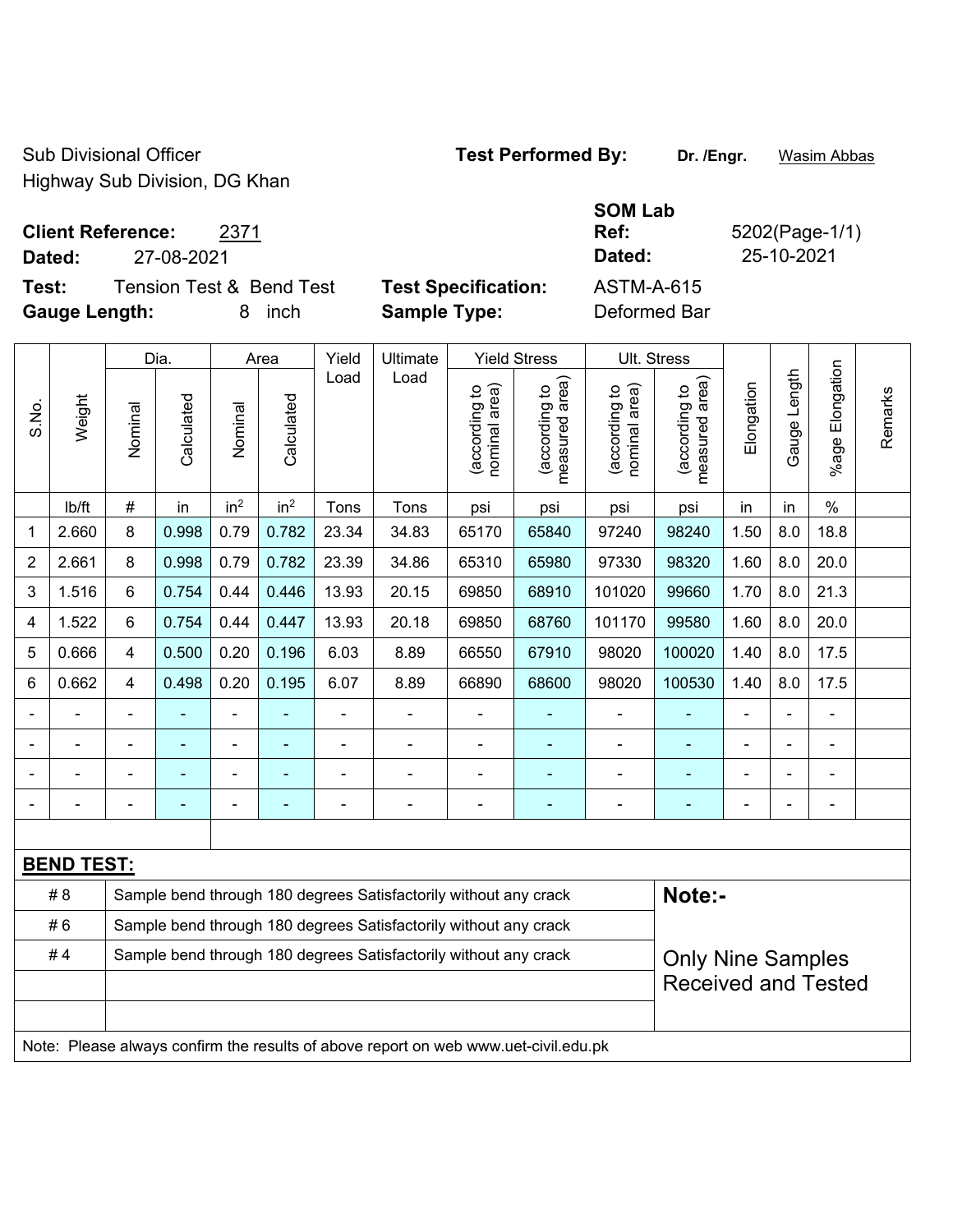Sub Divisional Officer
Highway Sub Division, DG Khan

**Test Performed By:** **Dr. /Engr.** Wasim Abbas

**Client Reference:** 2371
**Dated:** 27-08-2021

**SOM Lab Ref:** 5202(Page-1/1)
**Dated:** 25-10-2021

**Test:** Tension Test & Bend Test
**Gauge Length:** 8 inch

**Test Specification:** ASTM-A-615
**Sample Type:** Deformed Bar

| S.No. | Weight | Dia. | | Area | | Yield Load | Ultimate Load | Yield Stress | | Ult. Stress | | Elongation | Gauge Length | %age Elongation | Remarks |
|---|---|---|---|---|---|---|---|---|---|---|---|---|---|---|---|
| | | Nominal | Calculated | Nominal | Calculated | | | (according to nominal area) | (according to measured area) | (according to nominal area) | (according to measured area) | | | | |
| | lb/ft | # | in | in$^2$ | in$^2$ | Tons | Tons | psi | psi | psi | psi | in | in | % | |
| 1 | 2.660 | 8 | 0.998 | 0.79 | 0.782 | 23.34 | 34.83 | 65170 | 65840 | 97240 | 98240 | 1.50 | 8.0 | 18.8 | |
| 2 | 2.661 | 8 | 0.998 | 0.79 | 0.782 | 23.39 | 34.86 | 65310 | 65980 | 97330 | 98320 | 1.60 | 8.0 | 20.0 | |
| 3 | 1.516 | 6 | 0.754 | 0.44 | 0.446 | 13.93 | 20.15 | 69850 | 68910 | 101020 | 99660 | 1.70 | 8.0 | 21.3 | |
| 4 | 1.522 | 6 | 0.754 | 0.44 | 0.447 | 13.93 | 20.18 | 69850 | 68760 | 101170 | 99580 | 1.60 | 8.0 | 20.0 | |
| 5 | 0.666 | 4 | 0.500 | 0.20 | 0.196 | 6.03 | 8.89 | 66550 | 67910 | 98020 | 100020 | 1.40 | 8.0 | 17.5 | |
| 6 | 0.662 | 4 | 0.498 | 0.20 | 0.195 | 6.07 | 8.89 | 66890 | 68600 | 98020 | 100530 | 1.40 | 8.0 | 17.5 | |
| - | - | - | - | - | - | - | - | - | - | - | - | - | - | - | |
| - | - | - | - | - | - | - | - | - | - | - | - | - | - | - | |
| - | - | - | - | - | - | - | - | - | - | - | - | - | - | - | |
| - | - | - | - | - | - | - | - | - | - | - | - | - | - | - | |

**BEND TEST:**

| Bar | Result |
|---|---|
| # 8 | Sample bend through 180 degrees Satisfactorily without any crack |
| # 6 | Sample bend through 180 degrees Satisfactorily without any crack |
| # 4 | Sample bend through 180 degrees Satisfactorily without any crack |

**Note:-**

Only Nine Samples Received and Tested

Note: Please always confirm the results of above report on web www.uet-civil.edu.pk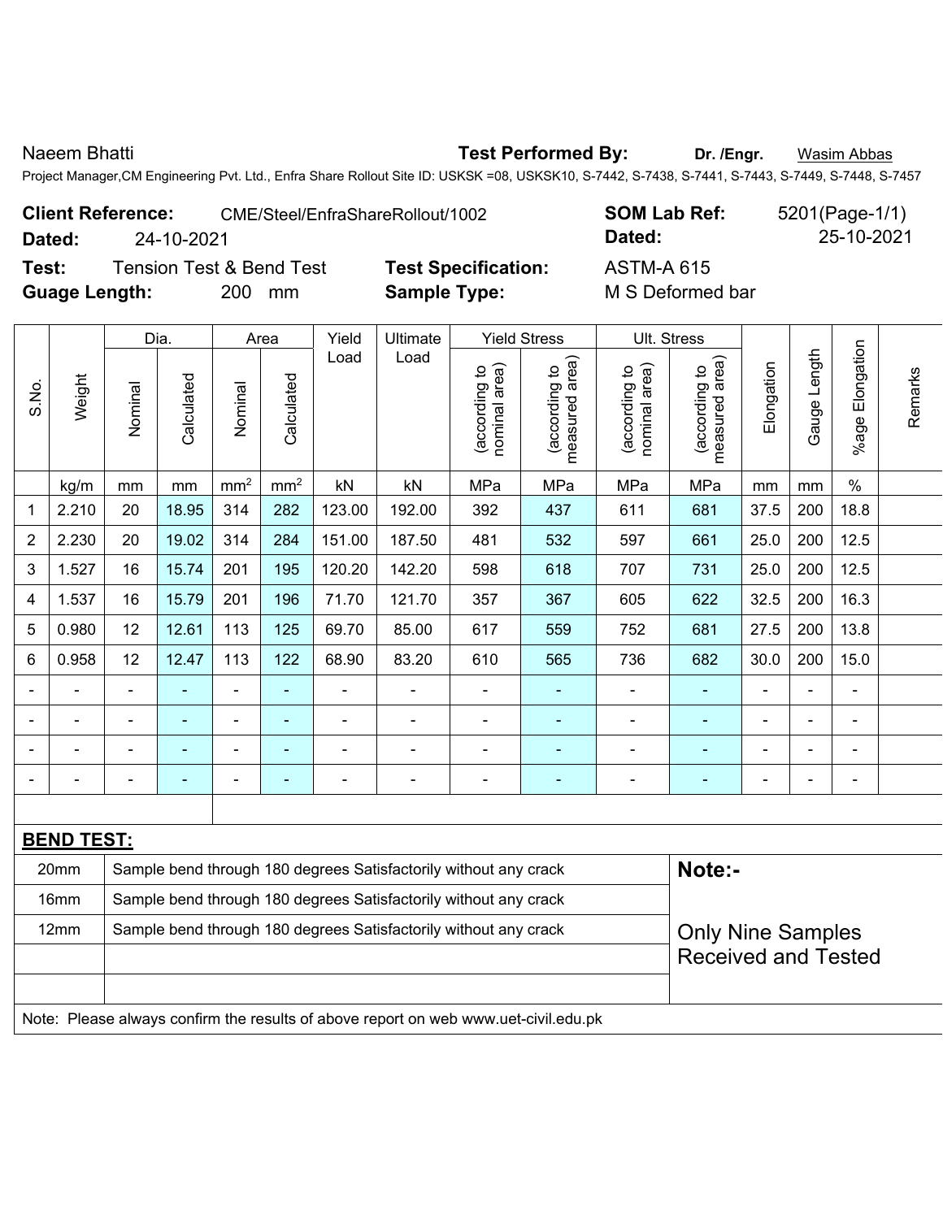Naeem Bhatti **Test Performed By:** **Dr. /Engr.** Wasim Abbas

Project Manager,CM Engineering Pvt. Ltd., Enfra Share Rollout Site ID: USKSK =08, USKSK10, S-7442, S-7438, S-7441, S-7443, S-7449, S-7448, S-7457

**Client Reference:** CME/Steel/EnfraShareRollout/1002 **SOM Lab Ref:** 5201(Page-1/1)

**Dated:** 24-10-2021 **Dated:** 25-10-2021

**Test:** Tension Test & Bend Test **Test Specification:** ASTM-A 615

**Guage Length:** 200 mm **Sample Type:** M S Deformed bar

| S.No. | Weight | Dia. | | Area | | Yield Load | Ultimate Load | Yield Stress | | Ult. Stress | | Elongation | Gauge Length | %age Elongation | Remarks |
|---|---|---|---|---|---|---|---|---|---|---|---|---|---|---|---|
| | | Nominal | Calculated | Nominal | Calculated | | | (according to nominal area) | (according to measured area) | (according to nominal area) | (according to measured area) | | | | |
| | kg/m | mm | mm | $mm^2$ | $mm^2$ | kN | kN | MPa | MPa | MPa | MPa | mm | mm | % | |
| 1 | 2.210 | 20 | 18.95 | 314 | 282 | 123.00 | 192.00 | 392 | 437 | 611 | 681 | 37.5 | 200 | 18.8 | |
| 2 | 2.230 | 20 | 19.02 | 314 | 284 | 151.00 | 187.50 | 481 | 532 | 597 | 661 | 25.0 | 200 | 12.5 | |
| 3 | 1.527 | 16 | 15.74 | 201 | 195 | 120.20 | 142.20 | 598 | 618 | 707 | 731 | 25.0 | 200 | 12.5 | |
| 4 | 1.537 | 16 | 15.79 | 201 | 196 | 71.70 | 121.70 | 357 | 367 | 605 | 622 | 32.5 | 200 | 16.3 | |
| 5 | 0.980 | 12 | 12.61 | 113 | 125 | 69.70 | 85.00 | 617 | 559 | 752 | 681 | 27.5 | 200 | 13.8 | |
| 6 | 0.958 | 12 | 12.47 | 113 | 122 | 68.90 | 83.20 | 610 | 565 | 736 | 682 | 30.0 | 200 | 15.0 | |
| - | - | - | - | - | - | - | - | - | - | - | - | - | - | - | |
| - | - | - | - | - | - | - | - | - | - | - | - | - | - | - | |
| - | - | - | - | - | - | - | - | - | - | - | - | - | - | - | |
| - | - | - | - | - | - | - | - | - | - | - | - | - | - | - | |

**BEND TEST:**

| | | |
|---|---|---|
| 20mm | Sample bend through 180 degrees Satisfactorily without any crack | **Note:-** |
| 16mm | Sample bend through 180 degrees Satisfactorily without any crack | |
| 12mm | Sample bend through 180 degrees Satisfactorily without any crack | Only Nine Samples Received and Tested |
| | | |
| | | |

Note: Please always confirm the results of above report on web www.uet-civil.edu.pk